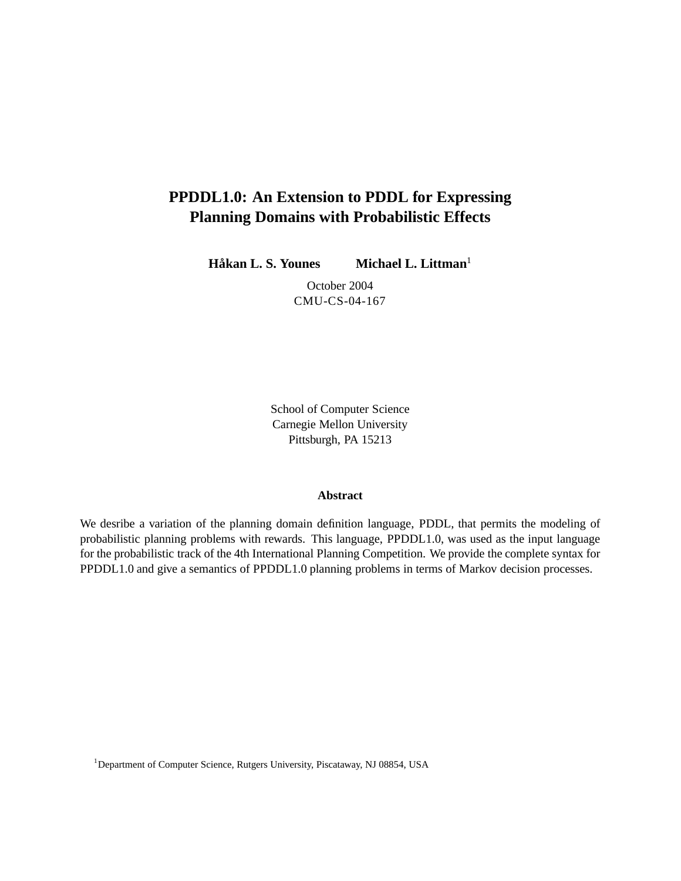# PPDDL1.0: An Extension to PDDL for Expressing Planning Domains with Probabilistic Effects

**Håkan L. S. Younes** **Michael L. Littman**[1]

October 2004
CMU-CS-04-167

School of Computer Science
Carnegie Mellon University
Pittsburgh, PA 15213

### Abstract

We desribe a variation of the planning domain definition language, PDDL, that permits the modeling of probabilistic planning problems with rewards. This language, PPDDL1.0, was used as the input language for the probabilistic track of the 4th International Planning Competition. We provide the complete syntax for PPDDL1.0 and give a semantics of PPDDL1.0 planning problems in terms of Markov decision processes.

[1] Department of Computer Science, Rutgers University, Piscataway, NJ 08854, USA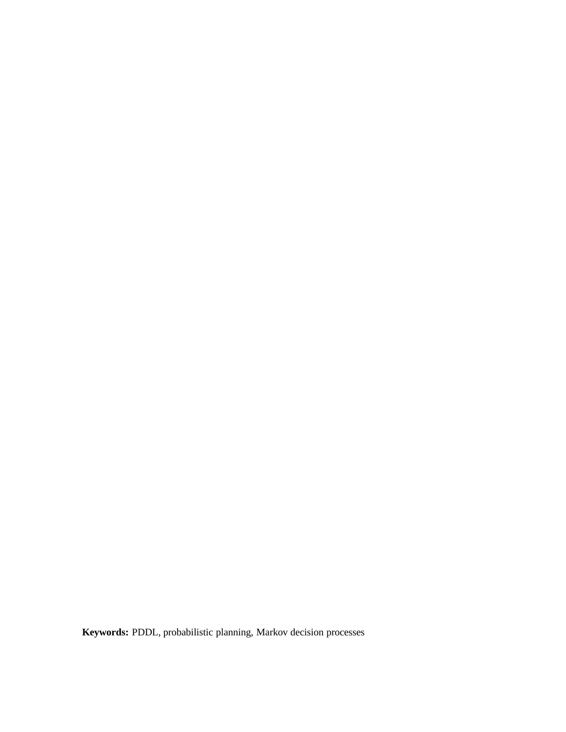**Keywords:** PDDL, probabilistic planning, Markov decision processes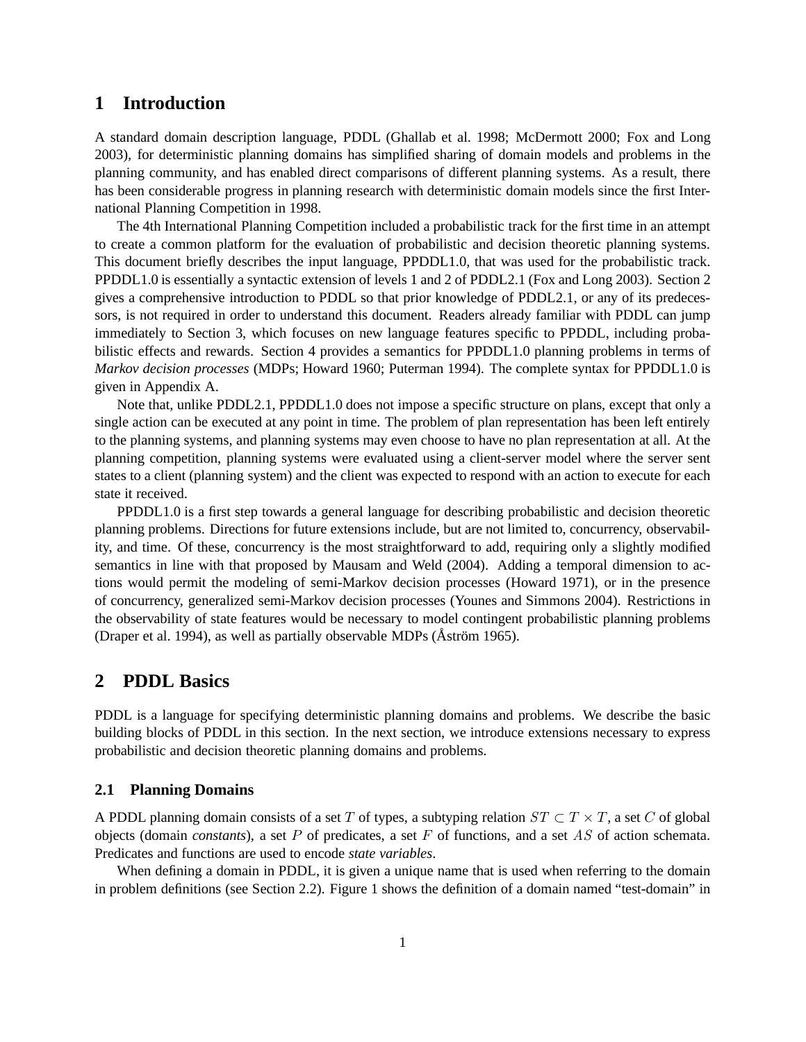# 1 Introduction

A standard domain description language, PDDL (Ghallab et al. 1998; McDermott 2000; Fox and Long 2003), for deterministic planning domains has simplified sharing of domain models and problems in the planning community, and has enabled direct comparisons of different planning systems. As a result, there has been considerable progress in planning research with deterministic domain models since the first International Planning Competition in 1998.

The 4th International Planning Competition included a probabilistic track for the first time in an attempt to create a common platform for the evaluation of probabilistic and decision theoretic planning systems. This document briefly describes the input language, PPDDL1.0, that was used for the probabilistic track. PPDDL1.0 is essentially a syntactic extension of levels 1 and 2 of PDDL2.1 (Fox and Long 2003). Section 2 gives a comprehensive introduction to PDDL so that prior knowledge of PDDL2.1, or any of its predecessors, is not required in order to understand this document. Readers already familiar with PDDL can jump immediately to Section 3, which focuses on new language features specific to PPDDL, including probabilistic effects and rewards. Section 4 provides a semantics for PPDDL1.0 planning problems in terms of *Markov decision processes* (MDPs; Howard 1960; Puterman 1994). The complete syntax for PPDDL1.0 is given in Appendix A.

Note that, unlike PDDL2.1, PPDDL1.0 does not impose a specific structure on plans, except that only a single action can be executed at any point in time. The problem of plan representation has been left entirely to the planning systems, and planning systems may even choose to have no plan representation at all. At the planning competition, planning systems were evaluated using a client-server model where the server sent states to a client (planning system) and the client was expected to respond with an action to execute for each state it received.

PPDDL1.0 is a first step towards a general language for describing probabilistic and decision theoretic planning problems. Directions for future extensions include, but are not limited to, concurrency, observability, and time. Of these, concurrency is the most straightforward to add, requiring only a slightly modified semantics in line with that proposed by Mausam and Weld (2004). Adding a temporal dimension to actions would permit the modeling of semi-Markov decision processes (Howard 1971), or in the presence of concurrency, generalized semi-Markov decision processes (Younes and Simmons 2004). Restrictions in the observability of state features would be necessary to model contingent probabilistic planning problems (Draper et al. 1994), as well as partially observable MDPs (Åström 1965).

# 2 PDDL Basics

PDDL is a language for specifying deterministic planning domains and problems. We describe the basic building blocks of PDDL in this section. In the next section, we introduce extensions necessary to express probabilistic and decision theoretic planning domains and problems.

## 2.1 Planning Domains

A PDDL planning domain consists of a set $T$ of types, a subtyping relation $ST \subset T \times T$, a set $C$ of global objects (domain *constants*), a set $P$ of predicates, a set $F$ of functions, and a set $AS$ of action schemata. Predicates and functions are used to encode *state variables*.

When defining a domain in PDDL, it is given a unique name that is used when referring to the domain in problem definitions (see Section 2.2). Figure 1 shows the definition of a domain named “test-domain” in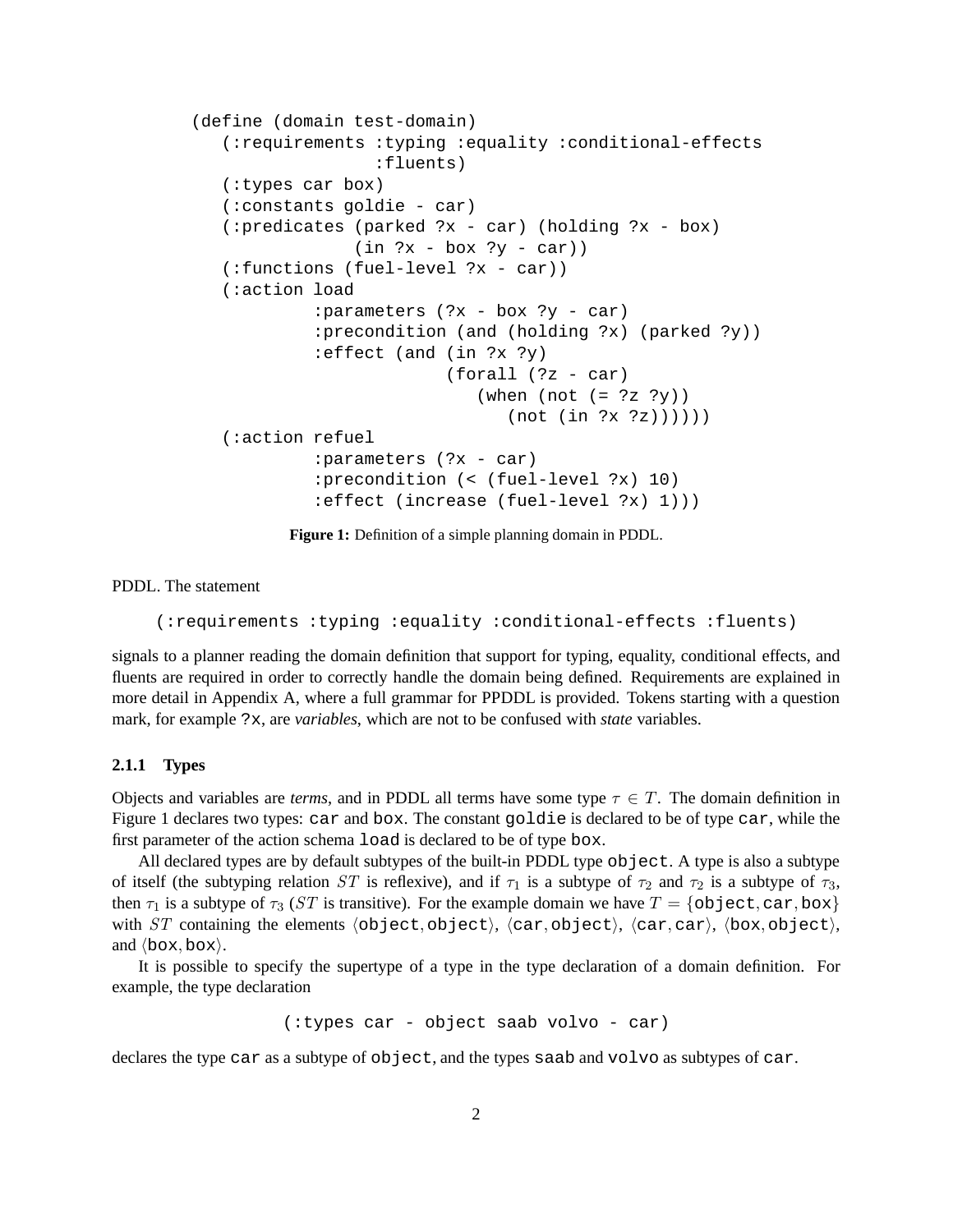```
(define (domain test-domain)
   (:requirements :typing :equality :conditional-effects
                  :fluents)
   (:types car box)
   (:constants goldie - car)
   (:predicates (parked ?x - car) (holding ?x - box)
                (in ?x - box ?y - car))
   (:functions (fuel-level ?x - car))
   (:action load
            :parameters (?x - box ?y - car)
            :precondition (and (holding ?x) (parked ?y))
            :effect (and (in ?x ?y)
                         (forall (?z - car)
                            (when (not (= ?z ?y))
                               (not (in ?x ?z))))))
   (:action refuel
            :parameters (?x - car)
            :precondition (< (fuel-level ?x) 10)
            :effect (increase (fuel-level ?x) 1)))
```

**Figure 1:** Definition of a simple planning domain in PDDL.

PDDL. The statement

```
(:requirements :typing :equality :conditional-effects :fluents)
```

signals to a planner reading the domain definition that support for typing, equality, conditional effects, and fluents are required in order to correctly handle the domain being defined. Requirements are explained in more detail in Appendix A, where a full grammar for PPDDL is provided. Tokens starting with a question mark, for example `?x`, are *variables*, which are not to be confused with *state* variables.

### 2.1.1 Types

Objects and variables are *terms*, and in PDDL all terms have some type $\tau \in T$. The domain definition in Figure 1 declares two types: `car` and `box`. The constant `goldie` is declared to be of type `car`, while the first parameter of the action schema `load` is declared to be of type `box`.

All declared types are by default subtypes of the built-in PDDL type `object`. A type is also a subtype of itself (the subtyping relation $ST$ is reflexive), and if $\tau_1$ is a subtype of $\tau_2$ and $\tau_2$ is a subtype of $\tau_3$, then $\tau_1$ is a subtype of $\tau_3$ ($ST$ is transitive). For the example domain we have $T = \{\texttt{object}, \texttt{car}, \texttt{box}\}$ with $ST$ containing the elements $\langle \texttt{object}, \texttt{object} \rangle$, $\langle \texttt{car}, \texttt{object} \rangle$, $\langle \texttt{car}, \texttt{car} \rangle$, $\langle \texttt{box}, \texttt{object} \rangle$, and $\langle \texttt{box}, \texttt{box} \rangle$.

It is possible to specify the supertype of a type in the type declaration of a domain definition. For example, the type declaration

```
(:types car - object saab volvo - car)
```

declares the type `car` as a subtype of `object`, and the types `saab` and `volvo` as subtypes of `car`.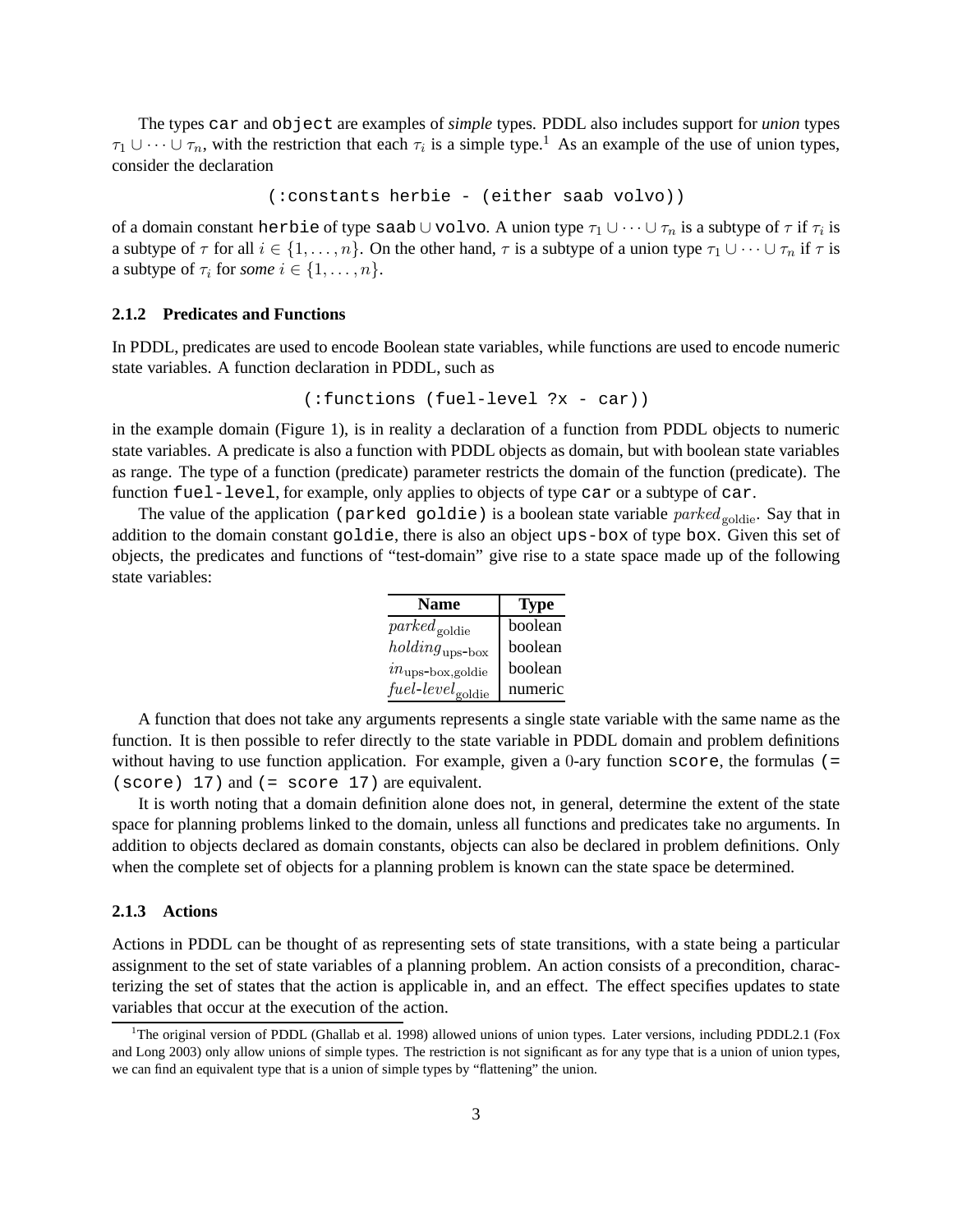The types `car` and `object` are examples of *simple* types. PDDL also includes support for *union* types $\tau_1 \cup \cdots \cup \tau_n$, with the restriction that each $\tau_i$ is a simple type.[1] As an example of the use of union types, consider the declaration

```
(:constants herbie - (either saab volvo))
```

of a domain constant `herbie` of type `saab` $\cup$ `volvo`. A union type $\tau_1 \cup \cdots \cup \tau_n$ is a subtype of $\tau$ if $\tau_i$ is a subtype of $\tau$ for all $i \in \{1, \ldots, n\}$. On the other hand, $\tau$ is a subtype of a union type $\tau_1 \cup \cdots \cup \tau_n$ if $\tau$ is a subtype of $\tau_i$ for *some* $i \in \{1, \ldots, n\}$.

### 2.1.2 Predicates and Functions

In PDDL, predicates are used to encode Boolean state variables, while functions are used to encode numeric state variables. A function declaration in PDDL, such as

```
(:functions (fuel-level ?x - car))
```

in the example domain (Figure 1), is in reality a declaration of a function from PDDL objects to numeric state variables. A predicate is also a function with PDDL objects as domain, but with boolean state variables as range. The type of a function (predicate) parameter restricts the domain of the function (predicate). The function `fuel-level`, for example, only applies to objects of type `car` or a subtype of `car`.

The value of the application `(parked goldie)` is a boolean state variable $parked_{\text{goldie}}$. Say that in addition to the domain constant `goldie`, there is also an object `ups-box` of type `box`. Given this set of objects, the predicates and functions of "test-domain" give rise to a state space made up of the following state variables:

| Name | Type |
|---|---|
| $parked_{\text{goldie}}$ | boolean |
| $holding_{\text{ups-box}}$ | boolean |
| $in_{\text{ups-box,goldie}}$ | boolean |
| $fuel\text{-}level_{\text{goldie}}$ | numeric |

A function that does not take any arguments represents a single state variable with the same name as the function. It is then possible to refer directly to the state variable in PDDL domain and problem definitions without having to use function application. For example, given a $0$-ary function `score`, the formulas `(= (score) 17)` and `(= score 17)` are equivalent.

It is worth noting that a domain definition alone does not, in general, determine the extent of the state space for planning problems linked to the domain, unless all functions and predicates take no arguments. In addition to objects declared as domain constants, objects can also be declared in problem definitions. Only when the complete set of objects for a planning problem is known can the state space be determined.

### 2.1.3 Actions

Actions in PDDL can be thought of as representing sets of state transitions, with a state being a particular assignment to the set of state variables of a planning problem. An action consists of a precondition, characterizing the set of states that the action is applicable in, and an effect. The effect specifies updates to state variables that occur at the execution of the action.

[1] The original version of PDDL (Ghallab et al. 1998) allowed unions of union types. Later versions, including PDDL2.1 (Fox and Long 2003) only allow unions of simple types. The restriction is not significant as for any type that is a union of union types, we can find an equivalent type that is a union of simple types by "flattening" the union.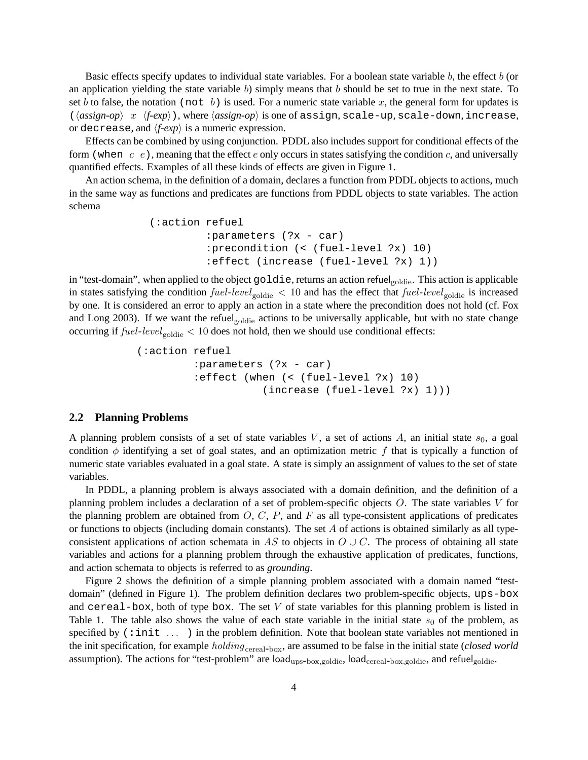Basic effects specify updates to individual state variables. For a boolean state variable $b$, the effect $b$ (or an application yielding the state variable $b$) simply means that $b$ should be set to true in the next state. To set $b$ to false, the notation (not $b$) is used. For a numeric state variable $x$, the general form for updates is ($\langle$*assign-op*$\rangle$ $x$ $\langle$*f-exp*$\rangle$), where $\langle$*assign-op*$\rangle$ is one of assign, scale-up, scale-down, increase, or decrease, and $\langle$*f-exp*$\rangle$ is a numeric expression.

Effects can be combined by using conjunction. PDDL also includes support for conditional effects of the form (when $c$ $e$), meaning that the effect $e$ only occurs in states satisfying the condition $c$, and universally quantified effects. Examples of all these kinds of effects are given in Figure 1.

An action schema, in the definition of a domain, declares a function from PDDL objects to actions, much in the same way as functions and predicates are functions from PDDL objects to state variables. The action schema

```
(:action refuel
        :parameters (?x - car)
        :precondition (< (fuel-level ?x) 10)
        :effect (increase (fuel-level ?x) 1))
```

in "test-domain", when applied to the object goldie, returns an action $\mathsf{refuel}_{\mathrm{goldie}}$. This action is applicable in states satisfying the condition $fuel\text{-}level_{\mathrm{goldie}} < 10$ and has the effect that $fuel\text{-}level_{\mathrm{goldie}}$ is increased by one. It is considered an error to apply an action in a state where the precondition does not hold (cf. Fox and Long 2003). If we want the $\mathsf{refuel}_{\mathrm{goldie}}$ actions to be universally applicable, but with no state change occurring if $fuel\text{-}level_{\mathrm{goldie}} < 10$ does not hold, then we should use conditional effects:

```
(:action refuel
        :parameters (?x - car)
        :effect (when (< (fuel-level ?x) 10)
                     (increase (fuel-level ?x) 1)))
```

### 2.2 Planning Problems

A planning problem consists of a set of state variables $V$, a set of actions $A$, an initial state $s_0$, a goal condition $\phi$ identifying a set of goal states, and an optimization metric $f$ that is typically a function of numeric state variables evaluated in a goal state. A state is simply an assignment of values to the set of state variables.

In PDDL, a planning problem is always associated with a domain definition, and the definition of a planning problem includes a declaration of a set of problem-specific objects $O$. The state variables $V$ for the planning problem are obtained from $O$, $C$, $P$, and $F$ as all type-consistent applications of predicates or functions to objects (including domain constants). The set $A$ of actions is obtained similarly as all type-consistent applications of action schemata in $AS$ to objects in $O \cup C$. The process of obtaining all state variables and actions for a planning problem through the exhaustive application of predicates, functions, and action schemata to objects is referred to as *grounding*.

Figure 2 shows the definition of a simple planning problem associated with a domain named "test-domain" (defined in Figure 1). The problem definition declares two problem-specific objects, ups-box and cereal-box, both of type box. The set $V$ of state variables for this planning problem is listed in Table 1. The table also shows the value of each state variable in the initial state $s_0$ of the problem, as specified by (:init ... ) in the problem definition. Note that boolean state variables not mentioned in the init specification, for example $holding_{\mathrm{cereal\text{-}box}}$, are assumed to be false in the initial state (*closed world* assumption). The actions for "test-problem" are $\mathsf{load}_{\mathrm{ups\text{-}box,goldie}}$, $\mathsf{load}_{\mathrm{cereal\text{-}box,goldie}}$, and $\mathsf{refuel}_{\mathrm{goldie}}$.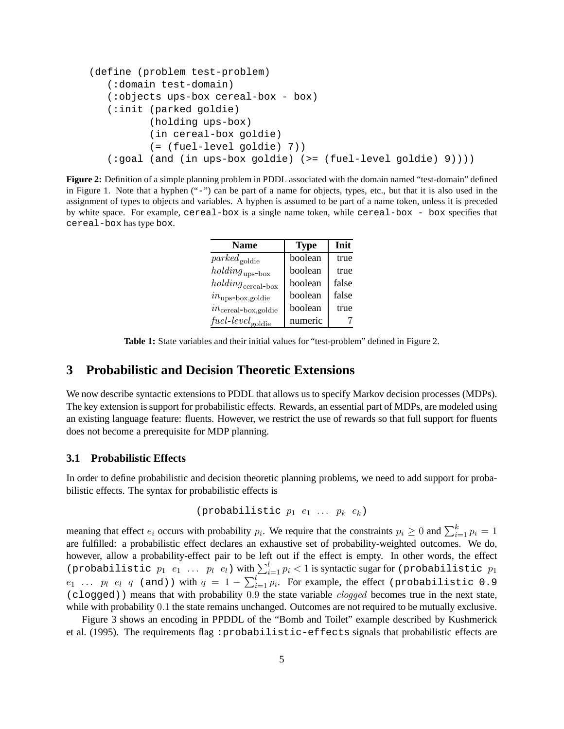```
(define (problem test-problem)
   (:domain test-domain)
   (:objects ups-box cereal-box - box)
   (:init (parked goldie)
          (holding ups-box)
          (in cereal-box goldie)
          (= (fuel-level goldie) 7))
   (:goal (and (in ups-box goldie) (>= (fuel-level goldie) 9))))
```

**Figure 2:** Definition of a simple planning problem in PDDL associated with the domain named "test-domain" defined in Figure 1. Note that a hyphen ("`-`") can be part of a name for objects, types, etc., but that it is also used in the assignment of types to objects and variables. A hyphen is assumed to be part of a name token, unless it is preceded by white space. For example, `cereal-box` is a single name token, while `cereal-box - box` specifies that `cereal-box` has type `box`.

| Name | Type | Init |
|---|---|---|
| $parked_{\text{goldie}}$ | boolean | true |
| $holding_{\text{ups-box}}$ | boolean | true |
| $holding_{\text{cereal-box}}$ | boolean | false |
| $in_{\text{ups-box,goldie}}$ | boolean | false |
| $in_{\text{cereal-box,goldie}}$ | boolean | true |
| $\mathit{fuel\text{-}level}_{\text{goldie}}$ | numeric | 7 |

**Table 1:** State variables and their initial values for "test-problem" defined in Figure 2.

## 3 Probabilistic and Decision Theoretic Extensions

We now describe syntactic extensions to PDDL that allows us to specify Markov decision processes (MDPs). The key extension is support for probabilistic effects. Rewards, an essential part of MDPs, are modeled using an existing language feature: fluents. However, we restrict the use of rewards so that full support for fluents does not become a prerequisite for MDP planning.

### 3.1 Probabilistic Effects

In order to define probabilistic and decision theoretic planning problems, we need to add support for probabilistic effects. The syntax for probabilistic effects is

$$\texttt{(probabilistic } p_1 \; e_1 \; \ldots \; p_k \; e_k\texttt{)}$$

meaning that effect $e_i$ occurs with probability $p_i$. We require that the constraints $p_i \geq 0$ and $\sum_{i=1}^{k} p_i = 1$ are fulfilled: a probabilistic effect declares an exhaustive set of probability-weighted outcomes. We do, however, allow a probability-effect pair to be left out if the effect is empty. In other words, the effect `(probabilistic` $p_1$ $e_1$ $\ldots$ $p_l$ $e_l$`)` with $\sum_{i=1}^{l} p_i < 1$ is syntactic sugar for `(probabilistic` $p_1$ $e_1$ $\ldots$ $p_l$ $e_l$ $q$ `(and))` with $q = 1 - \sum_{i=1}^{l} p_i$. For example, the effect `(probabilistic 0.9 (clogged))` means that with probability $0.9$ the state variable $clogged$ becomes true in the next state, while with probability $0.1$ the state remains unchanged. Outcomes are not required to be mutually exclusive.

Figure 3 shows an encoding in PPDDL of the "Bomb and Toilet" example described by Kushmerick et al. (1995). The requirements flag `:probabilistic-effects` signals that probabilistic effects are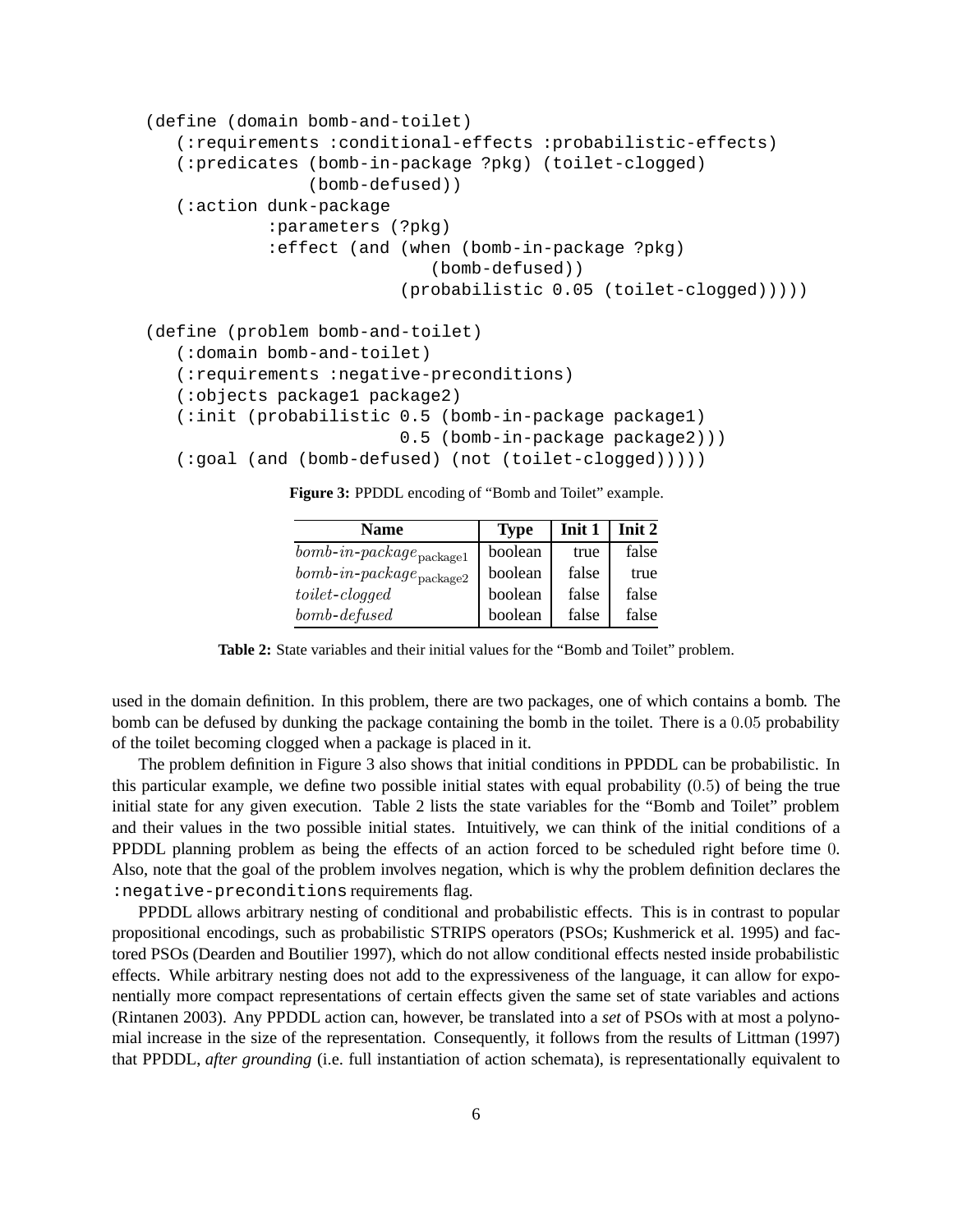```
(define (domain bomb-and-toilet)
   (:requirements :conditional-effects :probabilistic-effects)
   (:predicates (bomb-in-package ?pkg) (toilet-clogged)
                (bomb-defused))
   (:action dunk-package
            :parameters (?pkg)
            :effect (and (when (bomb-in-package ?pkg)
                            (bomb-defused))
                         (probabilistic 0.05 (toilet-clogged)))))

(define (problem bomb-and-toilet)
   (:domain bomb-and-toilet)
   (:requirements :negative-preconditions)
   (:objects package1 package2)
   (:init (probabilistic 0.5 (bomb-in-package package1)
                         0.5 (bomb-in-package package2)))
   (:goal (and (bomb-defused) (not (toilet-clogged)))))
```

**Figure 3:** PPDDL encoding of "Bomb and Toilet" example.

| Name | Type | Init 1 | Init 2 |
|---|---|---|---|
| $bomb\text{-}in\text{-}package_{\text{package1}}$ | boolean | true | false |
| $bomb\text{-}in\text{-}package_{\text{package2}}$ | boolean | false | true |
| $toilet\text{-}clogged$ | boolean | false | false |
| $bomb\text{-}defused$ | boolean | false | false |

**Table 2:** State variables and their initial values for the "Bomb and Toilet" problem.

used in the domain definition. In this problem, there are two packages, one of which contains a bomb. The bomb can be defused by dunking the package containing the bomb in the toilet. There is a $0.05$ probability of the toilet becoming clogged when a package is placed in it.

The problem definition in Figure 3 also shows that initial conditions in PPDDL can be probabilistic. In this particular example, we define two possible initial states with equal probability ($0.5$) of being the true initial state for any given execution. Table 2 lists the state variables for the "Bomb and Toilet" problem and their values in the two possible initial states. Intuitively, we can think of the initial conditions of a PPDDL planning problem as being the effects of an action forced to be scheduled right before time $0$. Also, note that the goal of the problem involves negation, which is why the problem definition declares the `:negative-preconditions` requirements flag.

PPDDL allows arbitrary nesting of conditional and probabilistic effects. This is in contrast to popular propositional encodings, such as probabilistic STRIPS operators (PSOs; Kushmerick et al. 1995) and factored PSOs (Dearden and Boutilier 1997), which do not allow conditional effects nested inside probabilistic effects. While arbitrary nesting does not add to the expressiveness of the language, it can allow for exponentially more compact representations of certain effects given the same set of state variables and actions (Rintanen 2003). Any PPDDL action can, however, be translated into a *set* of PSOs with at most a polynomial increase in the size of the representation. Consequently, it follows from the results of Littman (1997) that PPDDL, *after grounding* (i.e. full instantiation of action schemata), is representationally equivalent to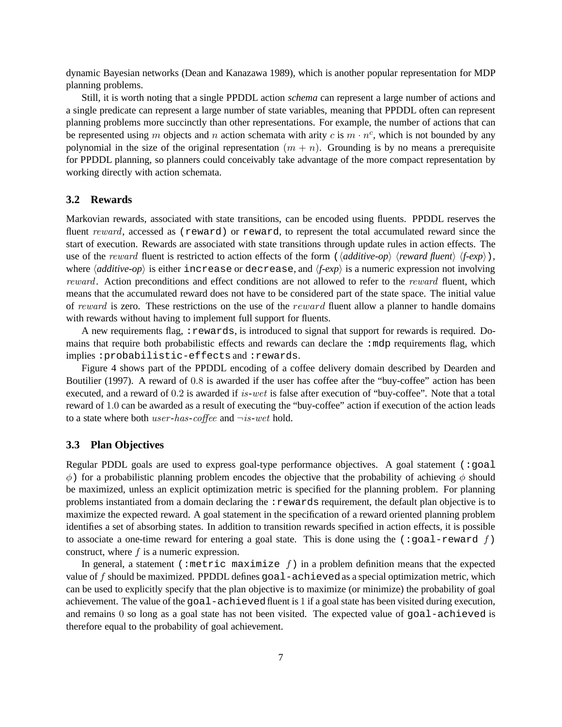dynamic Bayesian networks (Dean and Kanazawa 1989), which is another popular representation for MDP planning problems.

Still, it is worth noting that a single PPDDL action *schema* can represent a large number of actions and a single predicate can represent a large number of state variables, meaning that PPDDL often can represent planning problems more succinctly than other representations. For example, the number of actions that can be represented using $m$ objects and $n$ action schemata with arity $c$ is $m \cdot n^c$, which is not bounded by any polynomial in the size of the original representation $(m + n)$. Grounding is by no means a prerequisite for PPDDL planning, so planners could conceivably take advantage of the more compact representation by working directly with action schemata.

### 3.2 Rewards

Markovian rewards, associated with state transitions, can be encoded using fluents. PPDDL reserves the fluent $reward$, accessed as `(reward)` or `reward`, to represent the total accumulated reward since the start of execution. Rewards are associated with state transitions through update rules in action effects. The use of the $reward$ fluent is restricted to action effects of the form `(`⟨*additive-op*⟩ ⟨*reward fluent*⟩ ⟨*f-exp*⟩`)`, where ⟨*additive-op*⟩ is either `increase` or `decrease`, and ⟨*f-exp*⟩ is a numeric expression not involving $reward$. Action preconditions and effect conditions are not allowed to refer to the $reward$ fluent, which means that the accumulated reward does not have to be considered part of the state space. The initial value of $reward$ is zero. These restrictions on the use of the $reward$ fluent allow a planner to handle domains with rewards without having to implement full support for fluents.

A new requirements flag, `:rewards`, is introduced to signal that support for rewards is required. Domains that require both probabilistic effects and rewards can declare the `:mdp` requirements flag, which implies `:probabilistic-effects` and `:rewards`.

Figure 4 shows part of the PPDDL encoding of a coffee delivery domain described by Dearden and Boutilier (1997). A reward of $0.8$ is awarded if the user has coffee after the "buy-coffee" action has been executed, and a reward of $0.2$ is awarded if $is\text{-}wet$ is false after execution of "buy-coffee". Note that a total reward of $1.0$ can be awarded as a result of executing the "buy-coffee" action if execution of the action leads to a state where both $user\text{-}has\text{-}coffee$ and $\neg is\text{-}wet$ hold.

### 3.3 Plan Objectives

Regular PDDL goals are used to express goal-type performance objectives. A goal statement `(:goal` $\phi$`)` for a probabilistic planning problem encodes the objective that the probability of achieving $\phi$ should be maximized, unless an explicit optimization metric is specified for the planning problem. For planning problems instantiated from a domain declaring the `:rewards` requirement, the default plan objective is to maximize the expected reward. A goal statement in the specification of a reward oriented planning problem identifies a set of absorbing states. In addition to transition rewards specified in action effects, it is possible to associate a one-time reward for entering a goal state. This is done using the `(:goal-reward` $f$`)` construct, where $f$ is a numeric expression.

In general, a statement `(:metric maximize` $f$`)` in a problem definition means that the expected value of $f$ should be maximized. PPDDL defines `goal-achieved` as a special optimization metric, which can be used to explicitly specify that the plan objective is to maximize (or minimize) the probability of goal achievement. The value of the `goal-achieved` fluent is $1$ if a goal state has been visited during execution, and remains $0$ so long as a goal state has not been visited. The expected value of `goal-achieved` is therefore equal to the probability of goal achievement.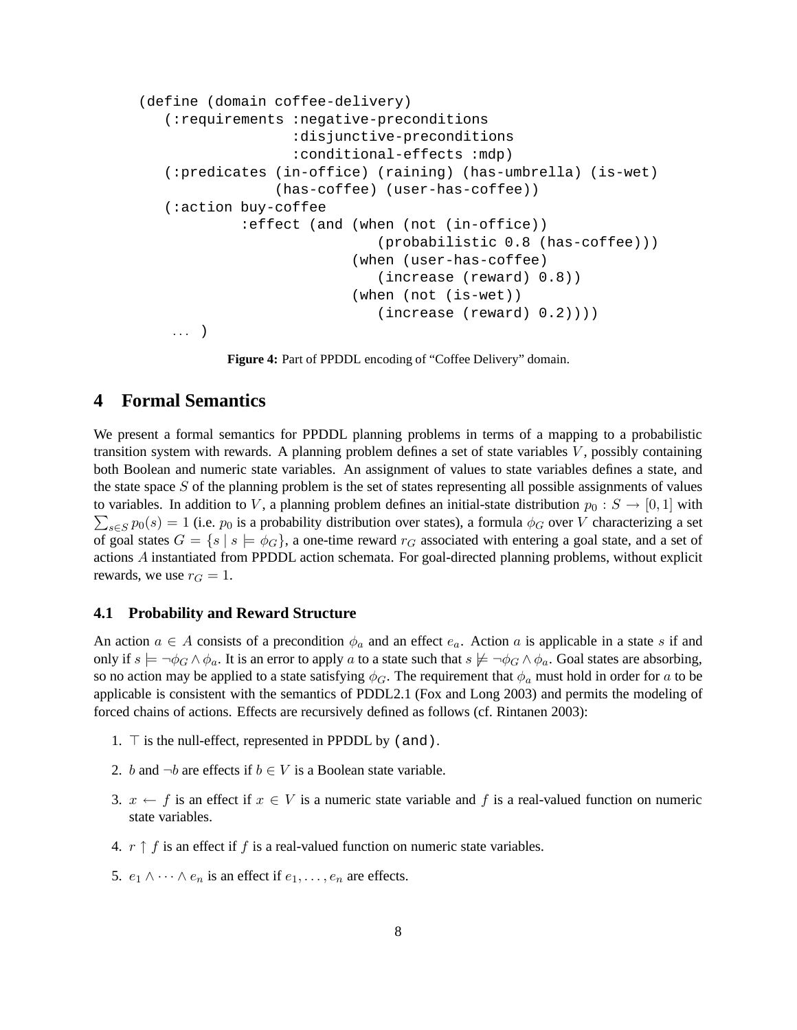```
(define (domain coffee-delivery)
   (:requirements :negative-preconditions
                  :disjunctive-preconditions
                  :conditional-effects :mdp)
   (:predicates (in-office) (raining) (has-umbrella) (is-wet)
                (has-coffee) (user-has-coffee))
   (:action buy-coffee
            :effect (and (when (not (in-office))
                               (probabilistic 0.8 (has-coffee)))
                         (when (user-has-coffee)
                               (increase (reward) 0.8))
                         (when (not (is-wet))
                               (increase (reward) 0.2))))
   ... )
```

**Figure 4:** Part of PPDDL encoding of "Coffee Delivery" domain.

# 4 Formal Semantics

We present a formal semantics for PPDDL planning problems in terms of a mapping to a probabilistic transition system with rewards. A planning problem defines a set of state variables $V$, possibly containing both Boolean and numeric state variables. An assignment of values to state variables defines a state, and the state space $S$ of the planning problem is the set of states representing all possible assignments of values to variables. In addition to $V$, a planning problem defines an initial-state distribution $p_0 : S \to [0, 1]$ with $\sum_{s \in S} p_0(s) = 1$ (i.e. $p_0$ is a probability distribution over states), a formula $\phi_G$ over $V$ characterizing a set of goal states $G = \{s \mid s \models \phi_G\}$, a one-time reward $r_G$ associated with entering a goal state, and a set of actions $A$ instantiated from PPDDL action schemata. For goal-directed planning problems, without explicit rewards, we use $r_G = 1$.

## 4.1 Probability and Reward Structure

An action $a \in A$ consists of a precondition $\phi_a$ and an effect $e_a$. Action $a$ is applicable in a state $s$ if and only if $s \models \neg\phi_G \wedge \phi_a$. It is an error to apply $a$ to a state such that $s \not\models \neg\phi_G \wedge \phi_a$. Goal states are absorbing, so no action may be applied to a state satisfying $\phi_G$. The requirement that $\phi_a$ must hold in order for $a$ to be applicable is consistent with the semantics of PDDL2.1 (Fox and Long 2003) and permits the modeling of forced chains of actions. Effects are recursively defined as follows (cf. Rintanen 2003):

1. $\top$ is the null-effect, represented in PPDDL by `(and)`.
2. $b$ and $\neg b$ are effects if $b \in V$ is a Boolean state variable.
3. $x \leftarrow f$ is an effect if $x \in V$ is a numeric state variable and $f$ is a real-valued function on numeric state variables.
4. $r \uparrow f$ is an effect if $f$ is a real-valued function on numeric state variables.
5. $e_1 \wedge \cdots \wedge e_n$ is an effect if $e_1, \ldots, e_n$ are effects.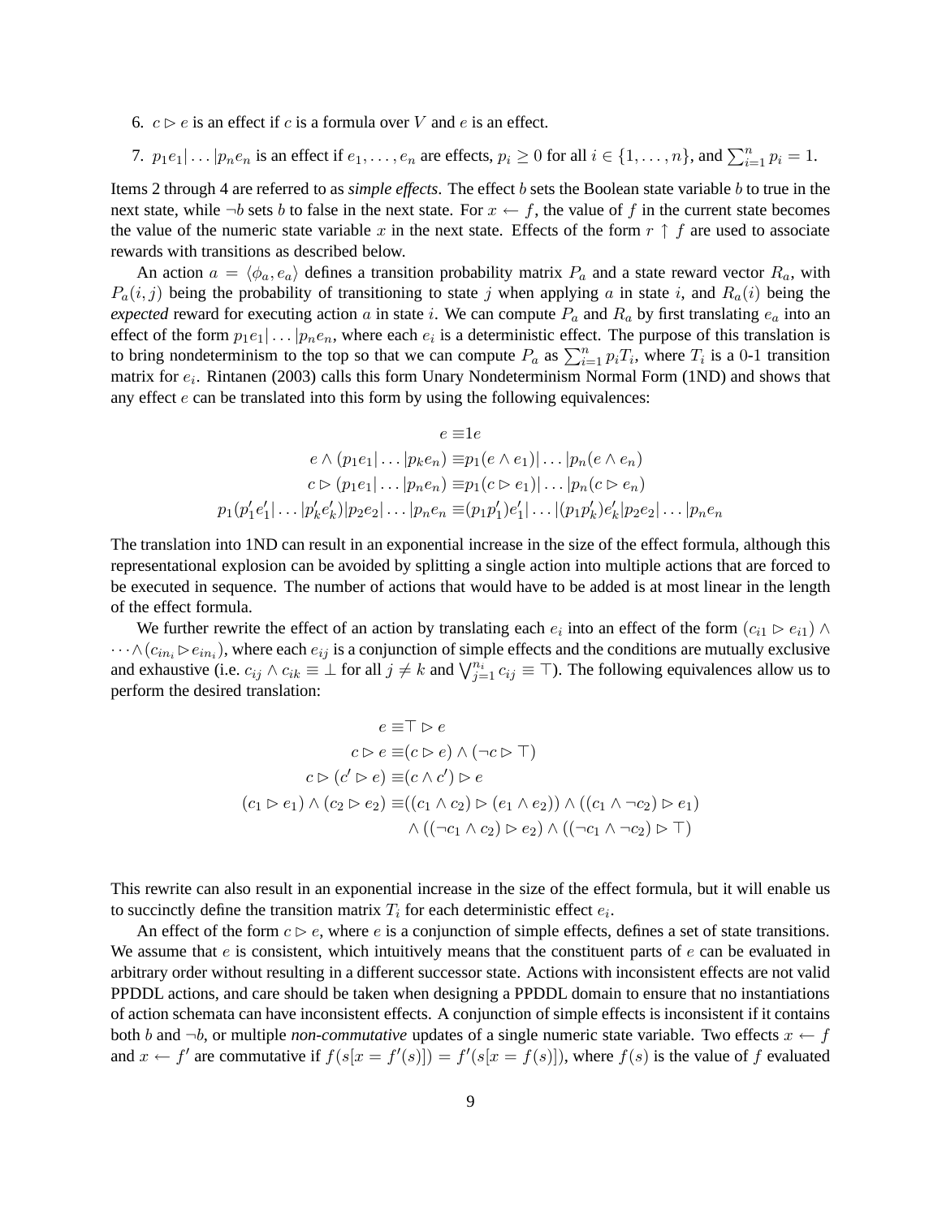6. $c \rhd e$ is an effect if $c$ is a formula over $V$ and $e$ is an effect.

7. $p_1 e_1 | \dots | p_n e_n$ is an effect if $e_1, \dots, e_n$ are effects, $p_i \geq 0$ for all $i \in \{1, \dots, n\}$, and $\sum_{i=1}^{n} p_i = 1$.

Items 2 through 4 are referred to as *simple effects*. The effect $b$ sets the Boolean state variable $b$ to true in the next state, while $\neg b$ sets $b$ to false in the next state. For $x \leftarrow f$, the value of $f$ in the current state becomes the value of the numeric state variable $x$ in the next state. Effects of the form $r \uparrow f$ are used to associate rewards with transitions as described below.

An action $a = \langle \phi_a, e_a \rangle$ defines a transition probability matrix $P_a$ and a state reward vector $R_a$, with $P_a(i, j)$ being the probability of transitioning to state $j$ when applying $a$ in state $i$, and $R_a(i)$ being the *expected* reward for executing action $a$ in state $i$. We can compute $P_a$ and $R_a$ by first translating $e_a$ into an effect of the form $p_1 e_1 | \dots | p_n e_n$, where each $e_i$ is a deterministic effect. The purpose of this translation is to bring nondeterminism to the top so that we can compute $P_a$ as $\sum_{i=1}^{n} p_i T_i$, where $T_i$ is a 0-1 transition matrix for $e_i$. Rintanen (2003) calls this form Unary Nondeterminism Normal Form (1ND) and shows that any effect $e$ can be translated into this form by using the following equivalences:

$$
\begin{aligned}
e &\equiv 1e \\
e \wedge (p_1 e_1 | \dots | p_k e_n) &\equiv p_1 (e \wedge e_1) | \dots | p_n (e \wedge e_n) \\
c \rhd (p_1 e_1 | \dots | p_n e_n) &\equiv p_1 (c \rhd e_1) | \dots | p_n (c \rhd e_n) \\
p_1 (p'_1 e'_1 | \dots | p'_k e'_k) | p_2 e_2 | \dots | p_n e_n &\equiv (p_1 p'_1) e'_1 | \dots | (p_1 p'_k) e'_k | p_2 e_2 | \dots | p_n e_n
\end{aligned}
$$

The translation into 1ND can result in an exponential increase in the size of the effect formula, although this representational explosion can be avoided by splitting a single action into multiple actions that are forced to be executed in sequence. The number of actions that would have to be added is at most linear in the length of the effect formula.

We further rewrite the effect of an action by translating each $e_i$ into an effect of the form $(c_{i1} \rhd e_{i1}) \wedge \dots \wedge (c_{in_i} \rhd e_{in_i})$, where each $e_{ij}$ is a conjunction of simple effects and the conditions are mutually exclusive and exhaustive (i.e. $c_{ij} \wedge c_{ik} \equiv \bot$ for all $j \neq k$ and $\bigvee_{j=1}^{n_i} c_{ij} \equiv \top$). The following equivalences allow us to perform the desired translation:

$$
\begin{aligned}
e &\equiv \top \rhd e \\
c \rhd e &\equiv (c \rhd e) \wedge (\neg c \rhd \top) \\
c \rhd (c' \rhd e) &\equiv (c \wedge c') \rhd e \\
(c_1 \rhd e_1) \wedge (c_2 \rhd e_2) &\equiv ((c_1 \wedge c_2) \rhd (e_1 \wedge e_2)) \wedge ((c_1 \wedge \neg c_2) \rhd e_1) \\
&\quad \wedge ((\neg c_1 \wedge c_2) \rhd e_2) \wedge ((\neg c_1 \wedge \neg c_2) \rhd \top)
\end{aligned}
$$

This rewrite can also result in an exponential increase in the size of the effect formula, but it will enable us to succinctly define the transition matrix $T_i$ for each deterministic effect $e_i$.

An effect of the form $c \rhd e$, where $e$ is a conjunction of simple effects, defines a set of state transitions. We assume that $e$ is consistent, which intuitively means that the constituent parts of $e$ can be evaluated in arbitrary order without resulting in a different successor state. Actions with inconsistent effects are not valid PPDDL actions, and care should be taken when designing a PPDDL domain to ensure that no instantiations of action schemata can have inconsistent effects. A conjunction of simple effects is inconsistent if it contains both $b$ and $\neg b$, or multiple *non-commutative* updates of a single numeric state variable. Two effects $x \leftarrow f$ and $x \leftarrow f'$ are commutative if $f(s[x = f'(s)]) = f'(s[x = f(s)])$, where $f(s)$ is the value of $f$ evaluated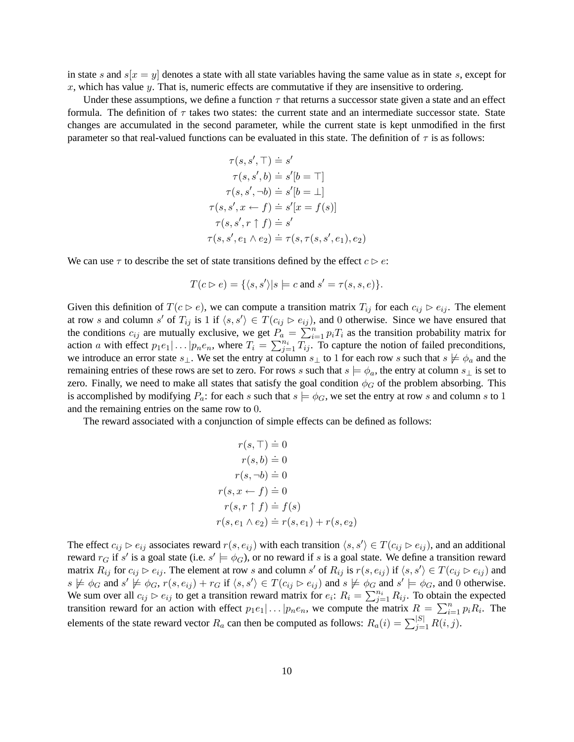in state $s$ and $s[x = y]$ denotes a state with all state variables having the same value as in state $s$, except for $x$, which has value $y$. That is, numeric effects are commutative if they are insensitive to ordering.

Under these assumptions, we define a function $\tau$ that returns a successor state given a state and an effect formula. The definition of $\tau$ takes two states: the current state and an intermediate successor state. State changes are accumulated in the second parameter, while the current state is kept unmodified in the first parameter so that real-valued functions can be evaluated in this state. The definition of $\tau$ is as follows:

$$
\begin{aligned}
\tau(s, s', \top) &\doteq s' \\
\tau(s, s', b) &\doteq s'[b = \top] \\
\tau(s, s', \neg b) &\doteq s'[b = \bot] \\
\tau(s, s', x \leftarrow f) &\doteq s'[x = f(s)] \\
\tau(s, s', r \uparrow f) &\doteq s' \\
\tau(s, s', e_1 \wedge e_2) &\doteq \tau(s, \tau(s, s', e_1), e_2)
\end{aligned}
$$

We can use $\tau$ to describe the set of state transitions defined by the effect $c \rhd e$:

$$T(c \rhd e) = \{\langle s, s' \rangle | s \models c \text{ and } s' = \tau(s, s, e)\}.$$

Given this definition of $T(c \rhd e)$, we can compute a transition matrix $T_{ij}$ for each $c_{ij} \rhd e_{ij}$. The element at row $s$ and column $s'$ of $T_{ij}$ is 1 if $\langle s, s' \rangle \in T(c_{ij} \rhd e_{ij})$, and 0 otherwise. Since we have ensured that the conditions $c_{ij}$ are mutually exclusive, we get $P_a = \sum_{i=1}^{n} p_i T_i$ as the transition probability matrix for action $a$ with effect $p_1 e_1 | \ldots | p_n e_n$, where $T_i = \sum_{j=1}^{n_i} T_{ij}$. To capture the notion of failed preconditions, we introduce an error state $s_\bot$. We set the entry at column $s_\bot$ to 1 for each row $s$ such that $s \not\models \phi_a$ and the remaining entries of these rows are set to zero. For rows $s$ such that $s \models \phi_a$, the entry at column $s_\bot$ is set to zero. Finally, we need to make all states that satisfy the goal condition $\phi_G$ of the problem absorbing. This is accomplished by modifying $P_a$: for each $s$ such that $s \models \phi_G$, we set the entry at row $s$ and column $s$ to 1 and the remaining entries on the same row to 0.

The reward associated with a conjunction of simple effects can be defined as follows:

$$
\begin{aligned}
r(s, \top) &\doteq 0 \\
r(s, b) &\doteq 0 \\
r(s, \neg b) &\doteq 0 \\
r(s, x \leftarrow f) &\doteq 0 \\
r(s, r \uparrow f) &\doteq f(s) \\
r(s, e_1 \wedge e_2) &\doteq r(s, e_1) + r(s, e_2)
\end{aligned}
$$

The effect $c_{ij} \rhd e_{ij}$ associates reward $r(s, e_{ij})$ with each transition $\langle s, s' \rangle \in T(c_{ij} \rhd e_{ij})$, and an additional reward $r_G$ if $s'$ is a goal state (i.e. $s' \models \phi_G$), or no reward if $s$ is a goal state. We define a transition reward matrix $R_{ij}$ for $c_{ij} \rhd e_{ij}$. The element at row $s$ and column $s'$ of $R_{ij}$ is $r(s, e_{ij})$ if $\langle s, s' \rangle \in T(c_{ij} \rhd e_{ij})$ and $s \not\models \phi_G$ and $s' \not\models \phi_G$, $r(s, e_{ij}) + r_G$ if $\langle s, s' \rangle \in T(c_{ij} \rhd e_{ij})$ and $s \not\models \phi_G$ and $s' \models \phi_G$, and 0 otherwise. We sum over all $c_{ij} \rhd e_{ij}$ to get a transition reward matrix for $e_i$: $R_i = \sum_{j=1}^{n_i} R_{ij}$. To obtain the expected transition reward for an action with effect $p_1 e_1 | \ldots | p_n e_n$, we compute the matrix $R = \sum_{i=1}^{n} p_i R_i$. The elements of the state reward vector $R_a$ can then be computed as follows: $R_a(i) = \sum_{j=1}^{|S|} R(i, j)$.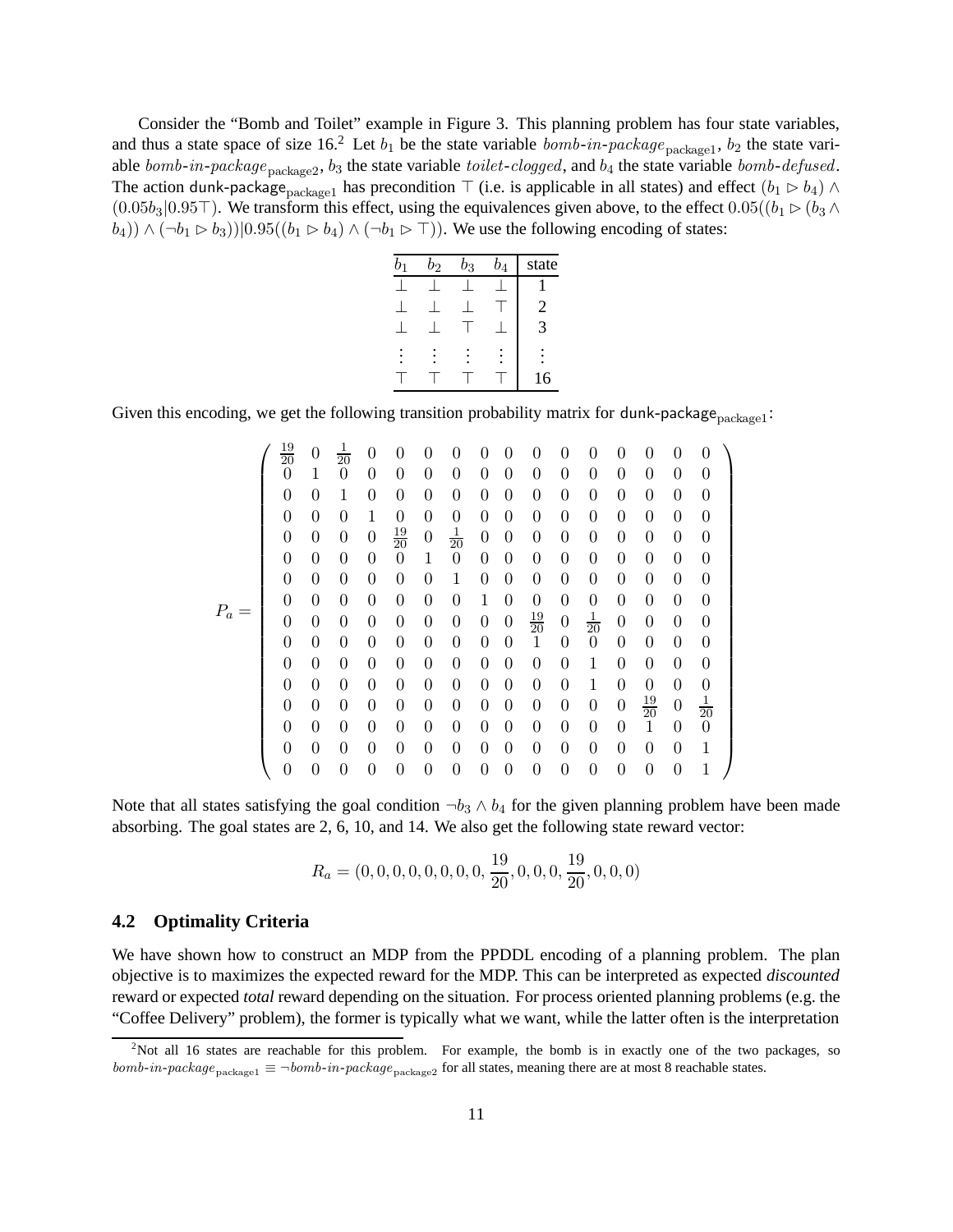Consider the "Bomb and Toilet" example in Figure 3. This planning problem has four state variables, and thus a state space of size 16.[2] Let $b_1$ be the state variable $bomb\text{-}in\text{-}package_{\text{package1}}$, $b_2$ the state variable $bomb\text{-}in\text{-}package_{\text{package2}}$, $b_3$ the state variable $toilet\text{-}clogged$, and $b_4$ the state variable $bomb\text{-}defused$. The action $\mathsf{dunk\text{-}package}_{\text{package1}}$ has precondition $\top$ (i.e. is applicable in all states) and effect $(b_1 \rhd b_4) \wedge (0.05 b_3 | 0.95 \top)$. We transform this effect, using the equivalences given above, to the effect $0.05((b_1 \rhd (b_3 \wedge b_4)) \wedge (\neg b_1 \rhd b_3)) | 0.95((b_1 \rhd b_4) \wedge (\neg b_1 \rhd \top))$. We use the following encoding of states:

| $b_1$ | $b_2$ | $b_3$ | $b_4$ | state |
|---|---|---|---|---|
| $\bot$ | $\bot$ | $\bot$ | $\bot$ | 1 |
| $\bot$ | $\bot$ | $\bot$ | $\top$ | 2 |
| $\bot$ | $\bot$ | $\top$ | $\bot$ | 3 |
| $\vdots$ | $\vdots$ | $\vdots$ | $\vdots$ | $\vdots$ |
| $\top$ | $\top$ | $\top$ | $\top$ | 16 |

Given this encoding, we get the following transition probability matrix for $\mathsf{dunk\text{-}package}_{\text{package1}}$:

$$
P_a = \begin{pmatrix}
\frac{19}{20} & 0 & \frac{1}{20} & 0 & 0 & 0 & 0 & 0 & 0 & 0 & 0 & 0 & 0 & 0 & 0 & 0 \\
0 & 1 & 0 & 0 & 0 & 0 & 0 & 0 & 0 & 0 & 0 & 0 & 0 & 0 & 0 & 0 \\
0 & 0 & 1 & 0 & 0 & 0 & 0 & 0 & 0 & 0 & 0 & 0 & 0 & 0 & 0 & 0 \\
0 & 0 & 0 & 1 & 0 & 0 & 0 & 0 & 0 & 0 & 0 & 0 & 0 & 0 & 0 & 0 \\
0 & 0 & 0 & 0 & \frac{19}{20} & 0 & \frac{1}{20} & 0 & 0 & 0 & 0 & 0 & 0 & 0 & 0 & 0 \\
0 & 0 & 0 & 0 & 0 & 1 & 0 & 0 & 0 & 0 & 0 & 0 & 0 & 0 & 0 & 0 \\
0 & 0 & 0 & 0 & 0 & 0 & 1 & 0 & 0 & 0 & 0 & 0 & 0 & 0 & 0 & 0 \\
0 & 0 & 0 & 0 & 0 & 0 & 0 & 1 & 0 & 0 & 0 & 0 & 0 & 0 & 0 & 0 \\
0 & 0 & 0 & 0 & 0 & 0 & 0 & 0 & 0 & \frac{19}{20} & 0 & \frac{1}{20} & 0 & 0 & 0 & 0 \\
0 & 0 & 0 & 0 & 0 & 0 & 0 & 0 & 0 & 1 & 0 & 0 & 0 & 0 & 0 & 0 \\
0 & 0 & 0 & 0 & 0 & 0 & 0 & 0 & 0 & 0 & 0 & 1 & 0 & 0 & 0 & 0 \\
0 & 0 & 0 & 0 & 0 & 0 & 0 & 0 & 0 & 0 & 0 & 1 & 0 & 0 & 0 & 0 \\
0 & 0 & 0 & 0 & 0 & 0 & 0 & 0 & 0 & 0 & 0 & 0 & 0 & \frac{19}{20} & 0 & \frac{1}{20} \\
0 & 0 & 0 & 0 & 0 & 0 & 0 & 0 & 0 & 0 & 0 & 0 & 0 & 1 & 0 & 0 \\
0 & 0 & 0 & 0 & 0 & 0 & 0 & 0 & 0 & 0 & 0 & 0 & 0 & 0 & 0 & 1 \\
0 & 0 & 0 & 0 & 0 & 0 & 0 & 0 & 0 & 0 & 0 & 0 & 0 & 0 & 0 & 1
\end{pmatrix}
$$

Note that all states satisfying the goal condition $\neg b_3 \wedge b_4$ for the given planning problem have been made absorbing. The goal states are 2, 6, 10, and 14. We also get the following state reward vector:

$$
R_a = (0, 0, 0, 0, 0, 0, 0, 0, \frac{19}{20}, 0, 0, 0, \frac{19}{20}, 0, 0, 0)
$$

## 4.2 Optimality Criteria

We have shown how to construct an MDP from the PPDDL encoding of a planning problem. The plan objective is to maximizes the expected reward for the MDP. This can be interpreted as expected *discounted* reward or expected *total* reward depending on the situation. For process oriented planning problems (e.g. the "Coffee Delivery" problem), the former is typically what we want, while the latter often is the interpretation

[2] Not all 16 states are reachable for this problem. For example, the bomb is in exactly one of the two packages, so $bomb\text{-}in\text{-}package_{\text{package1}} \equiv \neg bomb\text{-}in\text{-}package_{\text{package2}}$ for all states, meaning there are at most 8 reachable states.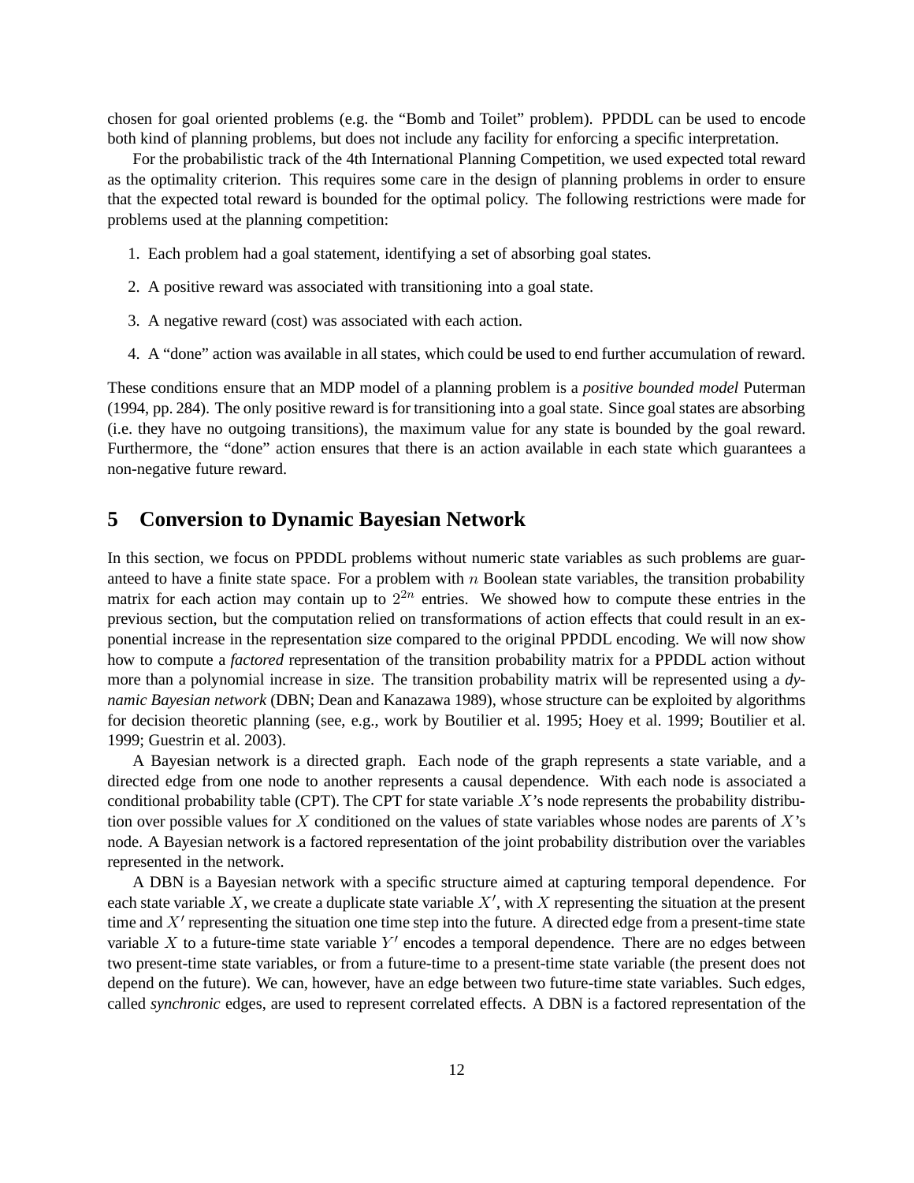chosen for goal oriented problems (e.g. the "Bomb and Toilet" problem). PPDDL can be used to encode both kind of planning problems, but does not include any facility for enforcing a specific interpretation.

For the probabilistic track of the 4th International Planning Competition, we used expected total reward as the optimality criterion. This requires some care in the design of planning problems in order to ensure that the expected total reward is bounded for the optimal policy. The following restrictions were made for problems used at the planning competition:

1. Each problem had a goal statement, identifying a set of absorbing goal states.
2. A positive reward was associated with transitioning into a goal state.
3. A negative reward (cost) was associated with each action.
4. A "done" action was available in all states, which could be used to end further accumulation of reward.

These conditions ensure that an MDP model of a planning problem is a *positive bounded model* Puterman (1994, pp. 284). The only positive reward is for transitioning into a goal state. Since goal states are absorbing (i.e. they have no outgoing transitions), the maximum value for any state is bounded by the goal reward. Furthermore, the "done" action ensures that there is an action available in each state which guarantees a non-negative future reward.

# 5 Conversion to Dynamic Bayesian Network

In this section, we focus on PPDDL problems without numeric state variables as such problems are guaranteed to have a finite state space. For a problem with $n$ Boolean state variables, the transition probability matrix for each action may contain up to $2^{2n}$ entries. We showed how to compute these entries in the previous section, but the computation relied on transformations of action effects that could result in an exponential increase in the representation size compared to the original PPDDL encoding. We will now show how to compute a *factored* representation of the transition probability matrix for a PPDDL action without more than a polynomial increase in size. The transition probability matrix will be represented using a *dynamic Bayesian network* (DBN; Dean and Kanazawa 1989), whose structure can be exploited by algorithms for decision theoretic planning (see, e.g., work by Boutilier et al. 1995; Hoey et al. 1999; Boutilier et al. 1999; Guestrin et al. 2003).

A Bayesian network is a directed graph. Each node of the graph represents a state variable, and a directed edge from one node to another represents a causal dependence. With each node is associated a conditional probability table (CPT). The CPT for state variable $X$'s node represents the probability distribution over possible values for $X$ conditioned on the values of state variables whose nodes are parents of $X$'s node. A Bayesian network is a factored representation of the joint probability distribution over the variables represented in the network.

A DBN is a Bayesian network with a specific structure aimed at capturing temporal dependence. For each state variable $X$, we create a duplicate state variable $X'$, with $X$ representing the situation at the present time and $X'$ representing the situation one time step into the future. A directed edge from a present-time state variable $X$ to a future-time state variable $Y'$ encodes a temporal dependence. There are no edges between two present-time state variables, or from a future-time to a present-time state variable (the present does not depend on the future). We can, however, have an edge between two future-time state variables. Such edges, called *synchronic* edges, are used to represent correlated effects. A DBN is a factored representation of the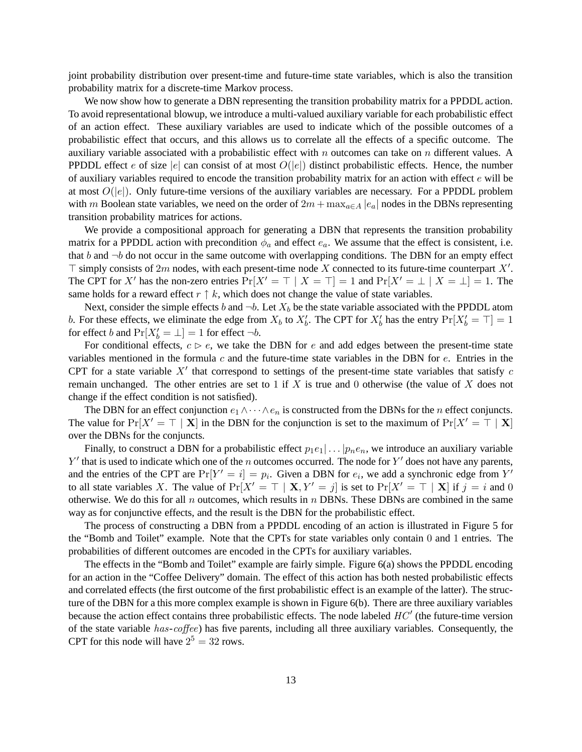joint probability distribution over present-time and future-time state variables, which is also the transition probability matrix for a discrete-time Markov process.

We now show how to generate a DBN representing the transition probability matrix for a PPDDL action. To avoid representational blowup, we introduce a multi-valued auxiliary variable for each probabilistic effect of an action effect. These auxiliary variables are used to indicate which of the possible outcomes of a probabilistic effect that occurs, and this allows us to correlate all the effects of a specific outcome. The auxiliary variable associated with a probabilistic effect with $n$ outcomes can take on $n$ different values. A PPDDL effect $e$ of size $|e|$ can consist of at most $O(|e|)$ distinct probabilistic effects. Hence, the number of auxiliary variables required to encode the transition probability matrix for an action with effect $e$ will be at most $O(|e|)$. Only future-time versions of the auxiliary variables are necessary. For a PPDDL problem with $m$ Boolean state variables, we need on the order of $2m + \max_{a \in A} |e_a|$ nodes in the DBNs representing transition probability matrices for actions.

We provide a compositional approach for generating a DBN that represents the transition probability matrix for a PPDDL action with precondition $\phi_a$ and effect $e_a$. We assume that the effect is consistent, i.e. that $b$ and $\neg b$ do not occur in the same outcome with overlapping conditions. The DBN for an empty effect $\top$ simply consists of $2m$ nodes, with each present-time node $X$ connected to its future-time counterpart $X'$. The CPT for $X'$ has the non-zero entries $\Pr[X' = \top \mid X = \top] = 1$ and $\Pr[X' = \bot \mid X = \bot] = 1$. The same holds for a reward effect $r \uparrow k$, which does not change the value of state variables.

Next, consider the simple effects $b$ and $\neg b$. Let $X_b$ be the state variable associated with the PPDDL atom $b$. For these effects, we eliminate the edge from $X_b$ to $X'_b$. The CPT for $X'_b$ has the entry $\Pr[X'_b = \top] = 1$ for effect $b$ and $\Pr[X'_b = \bot] = 1$ for effect $\neg b$.

For conditional effects, $c \rhd e$, we take the DBN for $e$ and add edges between the present-time state variables mentioned in the formula $c$ and the future-time state variables in the DBN for $e$. Entries in the CPT for a state variable $X'$ that correspond to settings of the present-time state variables that satisfy $c$ remain unchanged. The other entries are set to 1 if $X$ is true and 0 otherwise (the value of $X$ does not change if the effect condition is not satisfied).

The DBN for an effect conjunction $e_1 \wedge \cdots \wedge e_n$ is constructed from the DBNs for the $n$ effect conjuncts. The value for $\Pr[X' = \top \mid \mathbf{X}]$ in the DBN for the conjunction is set to the maximum of $\Pr[X' = \top \mid \mathbf{X}]$ over the DBNs for the conjuncts.

Finally, to construct a DBN for a probabilistic effect $p_1 e_1 | \ldots | p_n e_n$, we introduce an auxiliary variable $Y'$ that is used to indicate which one of the $n$ outcomes occurred. The node for $Y'$ does not have any parents, and the entries of the CPT are $\Pr[Y' = i] = p_i$. Given a DBN for $e_i$, we add a synchronic edge from $Y'$ to all state variables $X$. The value of $\Pr[X' = \top \mid \mathbf{X}, Y' = j]$ is set to $\Pr[X' = \top \mid \mathbf{X}]$ if $j = i$ and 0 otherwise. We do this for all $n$ outcomes, which results in $n$ DBNs. These DBNs are combined in the same way as for conjunctive effects, and the result is the DBN for the probabilistic effect.

The process of constructing a DBN from a PPDDL encoding of an action is illustrated in Figure 5 for the "Bomb and Toilet" example. Note that the CPTs for state variables only contain 0 and 1 entries. The probabilities of different outcomes are encoded in the CPTs for auxiliary variables.

The effects in the "Bomb and Toilet" example are fairly simple. Figure 6(a) shows the PPDDL encoding for an action in the "Coffee Delivery" domain. The effect of this action has both nested probabilistic effects and correlated effects (the first outcome of the first probabilistic effect is an example of the latter). The structure of the DBN for a this more complex example is shown in Figure 6(b). There are three auxiliary variables because the action effect contains three probabilistic effects. The node labeled $HC'$ (the future-time version of the state variable *has-coffee*) has five parents, including all three auxiliary variables. Consequently, the CPT for this node will have $2^5 = 32$ rows.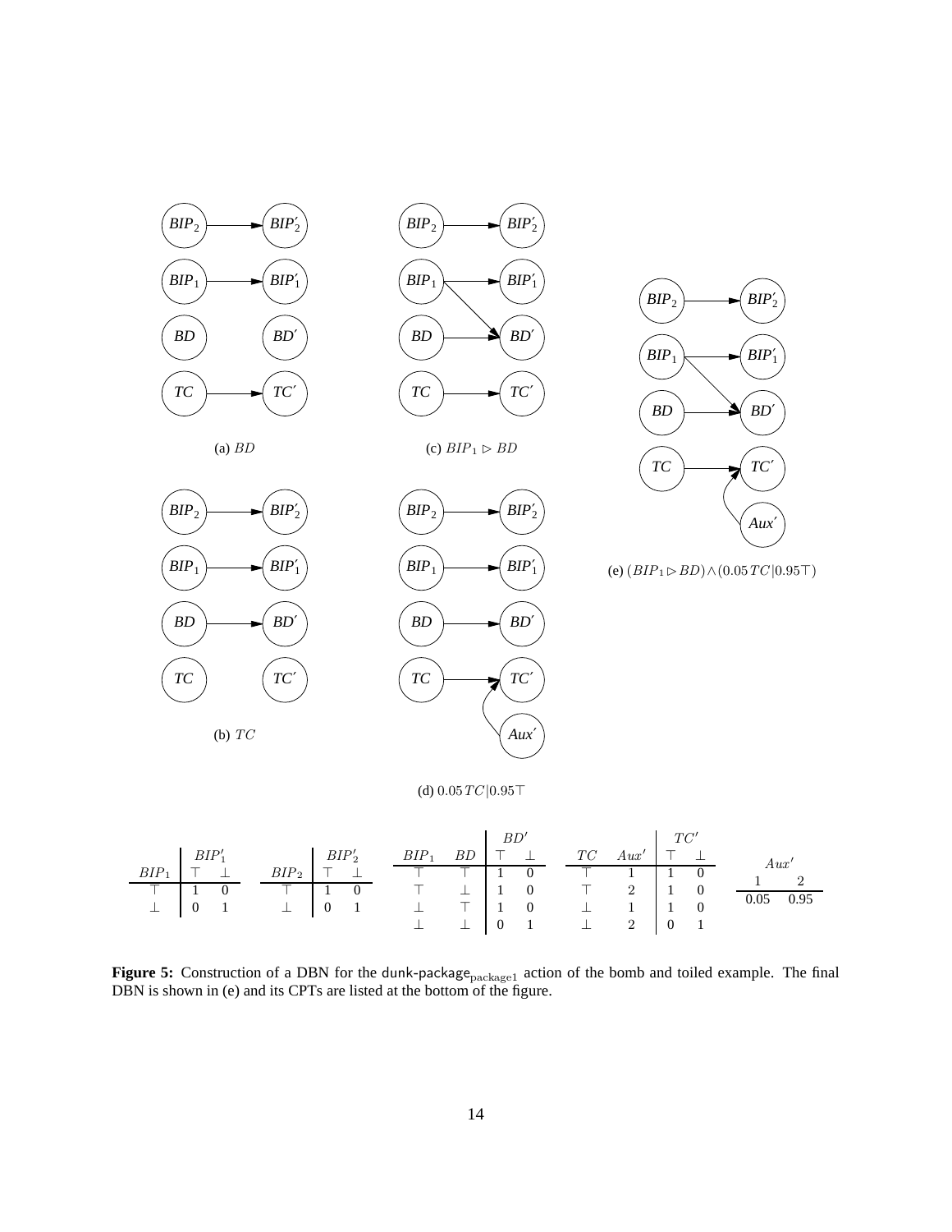(a) $BD$

(c) $BIP_1 \rhd BD$

(e) $(BIP_1 \rhd BD) \wedge (0.05\,TC|0.95\top)$

(b) $TC$

(d) $0.05\,TC|0.95\top$

| $BIP_1$ | $BIP'_1$: $\top$ | $\bot$ |
|---|---|---|
| $\top$ | 1 | 0 |
| $\bot$ | 0 | 1 |

| $BIP_2$ | $BIP'_2$: $\top$ | $\bot$ |
|---|---|---|
| $\top$ | 1 | 0 |
| $\bot$ | 0 | 1 |

| $BIP_1$ | $BD$ | $BD'$: $\top$ | $\bot$ |
|---|---|---|---|
| $\top$ | $\top$ | 1 | 0 |
| $\top$ | $\bot$ | 1 | 0 |
| $\bot$ | $\top$ | 1 | 0 |
| $\bot$ | $\bot$ | 0 | 1 |

| $TC$ | $Aux'$ | $TC'$: $\top$ | $\bot$ |
|---|---|---|---|
| $\top$ | 1 | 1 | 0 |
| $\top$ | 2 | 1 | 0 |
| $\bot$ | 1 | 1 | 0 |
| $\bot$ | 2 | 0 | 1 |

| $Aux'$: 1 | 2 |
|---|---|
| 0.05 | 0.95 |

**Figure 5:** Construction of a DBN for the dunk-package$_{\text{package1}}$ action of the bomb and toiled example. The final DBN is shown in (e) and its CPTs are listed at the bottom of the figure.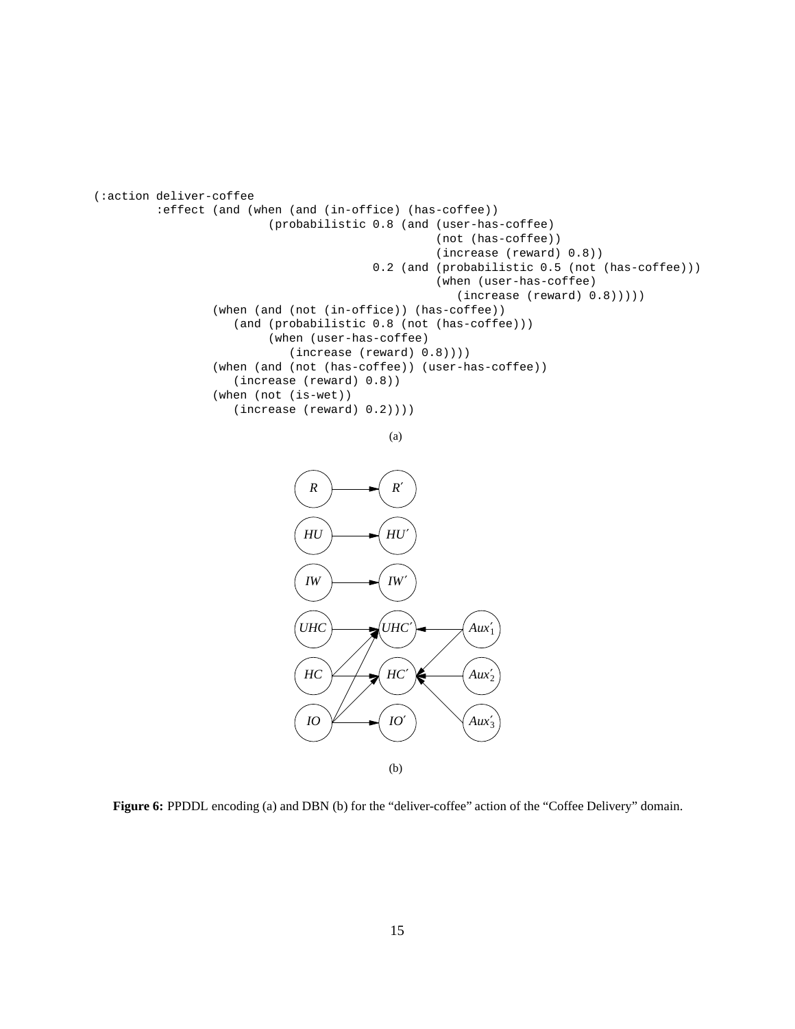```
(:action deliver-coffee
        :effect (and (when (and (in-office) (has-coffee))
                        (probabilistic 0.8 (and (user-has-coffee)
                                                (not (has-coffee))
                                                (increase (reward) 0.8))
                                       0.2 (and (probabilistic 0.5 (not (has-coffee)))
                                                (when (user-has-coffee)
                                                   (increase (reward) 0.8)))))
                     (when (and (not (in-office)) (has-coffee))
                        (and (probabilistic 0.8 (not (has-coffee)))
                             (when (user-has-coffee)
                                (increase (reward) 0.8))))
                     (when (and (not (has-coffee)) (user-has-coffee))
                        (increase (reward) 0.8))
                     (when (not (is-wet))
                        (increase (reward) 0.2))))
```

(a)

(b)

**Figure 6:** PPDDL encoding (a) and DBN (b) for the "deliver-coffee" action of the "Coffee Delivery" domain.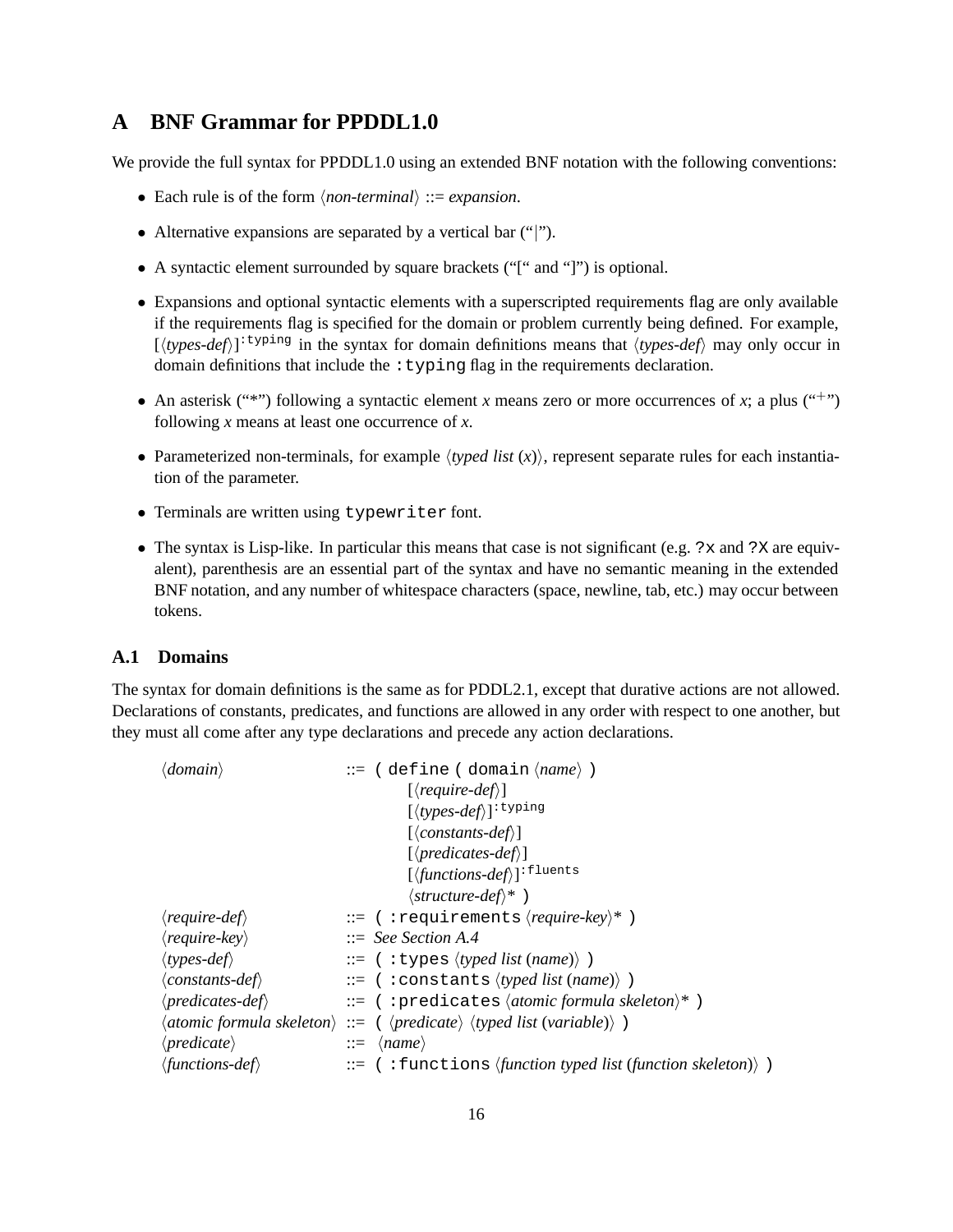# A BNF Grammar for PPDDL1.0

We provide the full syntax for PPDDL1.0 using an extended BNF notation with the following conventions:

- Each rule is of the form ⟨*non-terminal*⟩ ::= *expansion*.
- Alternative expansions are separated by a vertical bar ("|").
- A syntactic element surrounded by square brackets ("[" and "]") is optional.
- Expansions and optional syntactic elements with a superscripted requirements flag are only available if the requirements flag is specified for the domain or problem currently being defined. For example, [⟨*types-def*⟩]$^{\texttt{:typing}}$ in the syntax for domain definitions means that ⟨*types-def*⟩ may only occur in domain definitions that include the `:typing` flag in the requirements declaration.
- An asterisk ("*") following a syntactic element *x* means zero or more occurrences of *x*; a plus ("$^+$") following *x* means at least one occurrence of *x*.
- Parameterized non-terminals, for example ⟨*typed list* (*x*)⟩, represent separate rules for each instantiation of the parameter.
- Terminals are written using `typewriter` font.
- The syntax is Lisp-like. In particular this means that case is not significant (e.g. `?x` and `?X` are equivalent), parenthesis are an essential part of the syntax and have no semantic meaning in the extended BNF notation, and any number of whitespace characters (space, newline, tab, etc.) may occur between tokens.

## A.1 Domains

The syntax for domain definitions is the same as for PDDL2.1, except that durative actions are not allowed. Declarations of constants, predicates, and functions are allowed in any order with respect to one another, but they must all come after any type declarations and precede any action declarations.

```
⟨domain⟩                    ::= ( define ( domain ⟨name⟩ )
                                    [⟨require-def⟩]
                                    [⟨types-def⟩]^:typing
                                    [⟨constants-def⟩]
                                    [⟨predicates-def⟩]
                                    [⟨functions-def⟩]^:fluents
                                    ⟨structure-def⟩* )
⟨require-def⟩               ::= ( :requirements ⟨require-key⟩* )
⟨require-key⟩               ::= See Section A.4
⟨types-def⟩                 ::= ( :types ⟨typed list (name)⟩ )
⟨constants-def⟩             ::= ( :constants ⟨typed list (name)⟩ )
⟨predicates-def⟩            ::= ( :predicates ⟨atomic formula skeleton⟩* )
⟨atomic formula skeleton⟩   ::= ( ⟨predicate⟩ ⟨typed list (variable)⟩ )
⟨predicate⟩                 ::= ⟨name⟩
⟨functions-def⟩             ::= ( :functions ⟨function typed list (function skeleton)⟩ )
```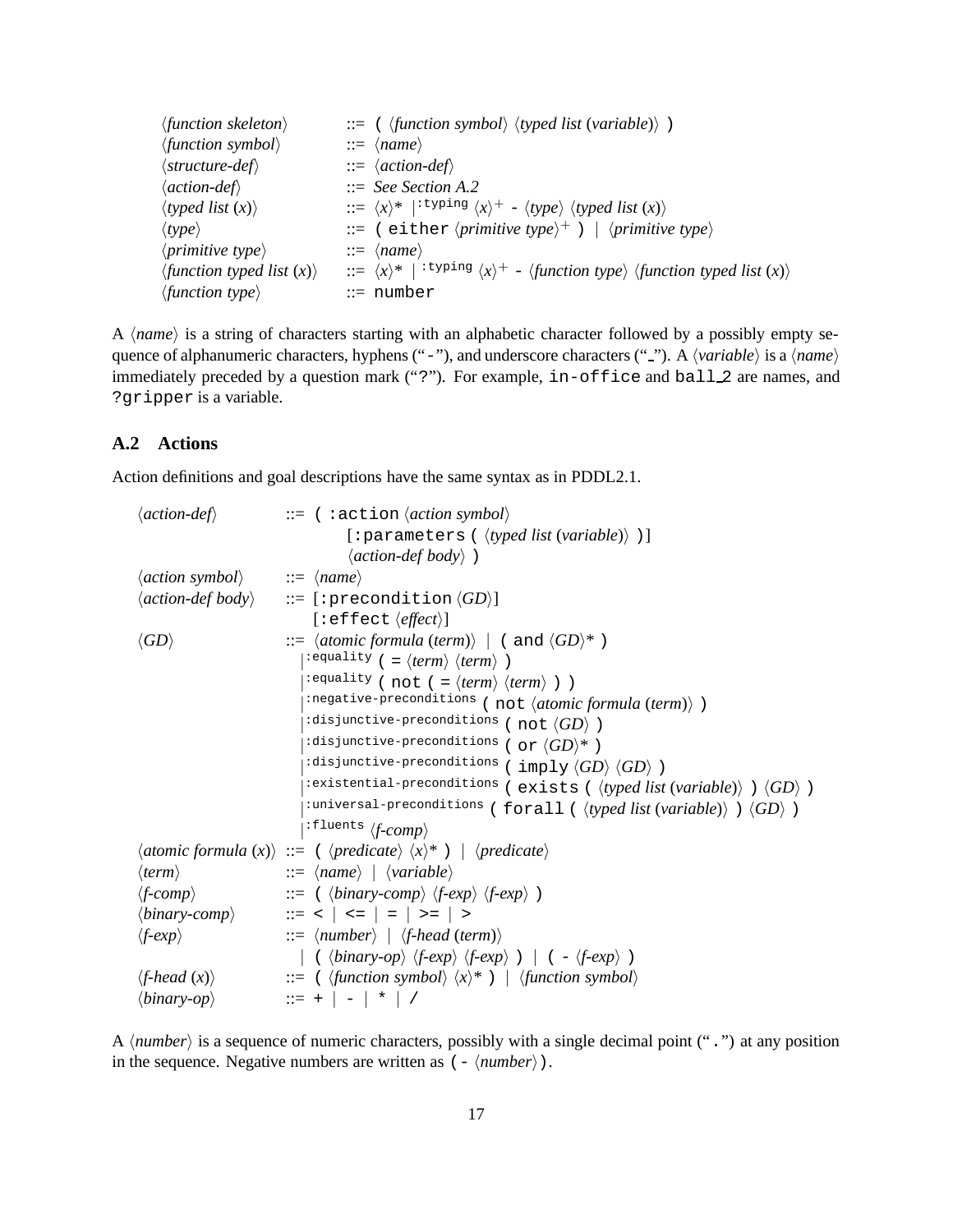```
⟨function skeleton⟩        ::= ( ⟨function symbol⟩ ⟨typed list (variable)⟩ )
⟨function symbol⟩          ::= ⟨name⟩
⟨structure-def⟩            ::= ⟨action-def⟩
⟨action-def⟩               ::= See Section A.2
⟨typed list (x)⟩           ::= ⟨x⟩* |:typing ⟨x⟩+ - ⟨type⟩ ⟨typed list (x)⟩
⟨type⟩                     ::= ( either ⟨primitive type⟩+ ) | ⟨primitive type⟩
⟨primitive type⟩           ::= ⟨name⟩
⟨function typed list (x)⟩  ::= ⟨x⟩* |:typing ⟨x⟩+ - ⟨function type⟩ ⟨function typed list (x)⟩
⟨function type⟩            ::= number
```

A ⟨*name*⟩ is a string of characters starting with an alphabetic character followed by a possibly empty sequence of alphanumeric characters, hyphens ("-"), and underscore characters ("_"). A ⟨*variable*⟩ is a ⟨*name*⟩ immediately preceded by a question mark ("?"). For example, `in-office` and `ball_2` are names, and `?gripper` is a variable.

## A.2 Actions

Action definitions and goal descriptions have the same syntax as in PDDL2.1.

```
⟨action-def⟩          ::= ( :action ⟨action symbol⟩
                              [:parameters ( ⟨typed list (variable)⟩ )]
                              ⟨action-def body⟩ )
⟨action symbol⟩       ::= ⟨name⟩
⟨action-def body⟩     ::= [:precondition ⟨GD⟩]
                           [:effect ⟨effect⟩]
⟨GD⟩                  ::= ⟨atomic formula (term)⟩ | ( and ⟨GD⟩* )
                        |:equality ( = ⟨term⟩ ⟨term⟩ )
                        |:equality ( not ( = ⟨term⟩ ⟨term⟩ ) )
                        |:negative-preconditions ( not ⟨atomic formula (term)⟩ )
                        |:disjunctive-preconditions ( not ⟨GD⟩ )
                        |:disjunctive-preconditions ( or ⟨GD⟩* )
                        |:disjunctive-preconditions ( imply ⟨GD⟩ ⟨GD⟩ )
                        |:existential-preconditions ( exists ( ⟨typed list (variable)⟩ ) ⟨GD⟩ )
                        |:universal-preconditions ( forall ( ⟨typed list (variable)⟩ ) ⟨GD⟩ )
                        |:fluents ⟨f-comp⟩
⟨atomic formula (x)⟩  ::= ( ⟨predicate⟩ ⟨x⟩* ) | ⟨predicate⟩
⟨term⟩                ::= ⟨name⟩ | ⟨variable⟩
⟨f-comp⟩              ::= ( ⟨binary-comp⟩ ⟨f-exp⟩ ⟨f-exp⟩ )
⟨binary-comp⟩         ::= < | <= | = | >= | >
⟨f-exp⟩               ::= ⟨number⟩ | ⟨f-head (term)⟩
                        | ( ⟨binary-op⟩ ⟨f-exp⟩ ⟨f-exp⟩ ) | ( - ⟨f-exp⟩ )
⟨f-head (x)⟩          ::= ( ⟨function symbol⟩ ⟨x⟩* ) | ⟨function symbol⟩
⟨binary-op⟩           ::= + | - | * | /
```

A ⟨*number*⟩ is a sequence of numeric characters, possibly with a single decimal point (".") at any position in the sequence. Negative numbers are written as `(- ⟨number⟩)`.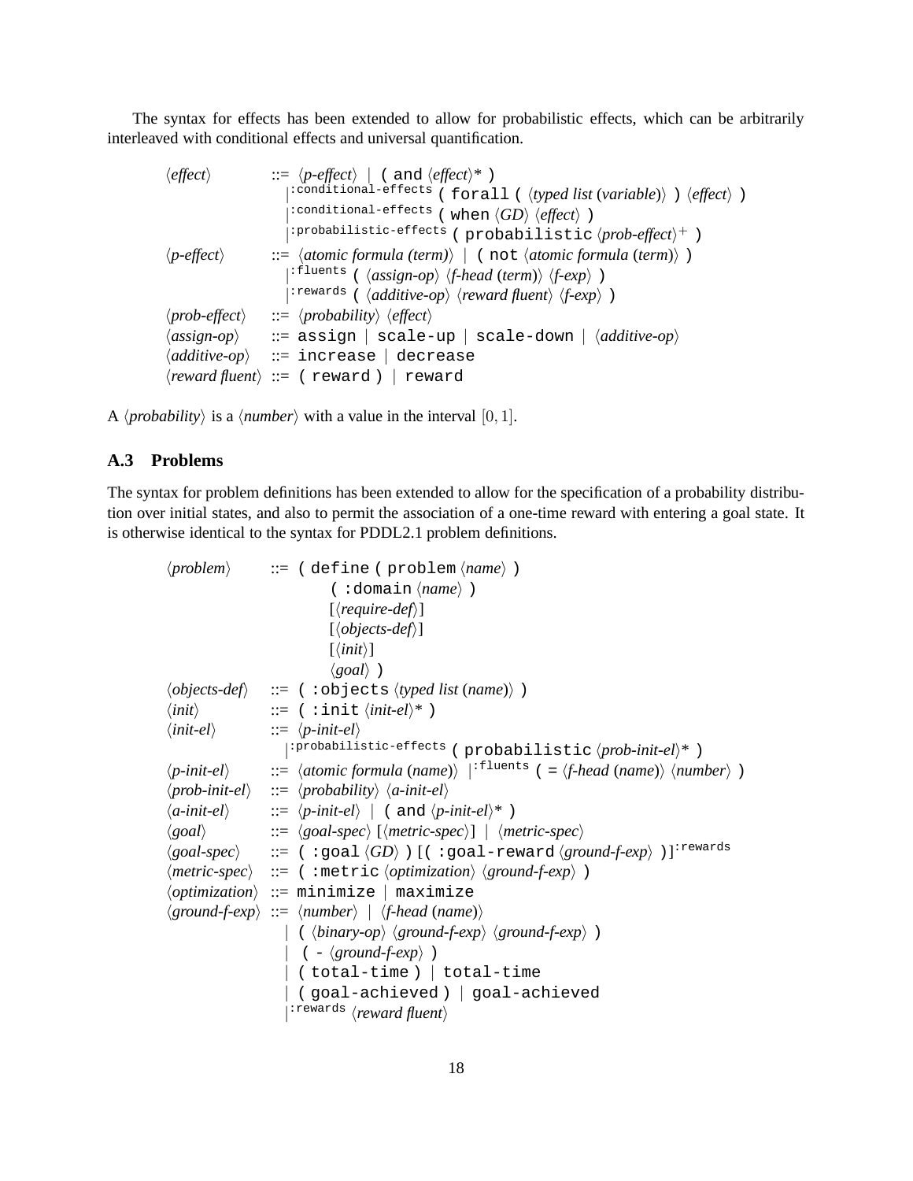The syntax for effects has been extended to allow for probabilistic effects, which can be arbitrarily interleaved with conditional effects and universal quantification.

```
⟨effect⟩        ::= ⟨p-effect⟩ | ( and ⟨effect⟩* )
                  |:conditional-effects ( forall ( ⟨typed list (variable)⟩ ) ⟨effect⟩ )
                  |:conditional-effects ( when ⟨GD⟩ ⟨effect⟩ )
                  |:probabilistic-effects ( probabilistic ⟨prob-effect⟩+ )
⟨p-effect⟩      ::= ⟨atomic formula (term)⟩ | ( not ⟨atomic formula (term)⟩ )
                  |:fluents ( ⟨assign-op⟩ ⟨f-head (term)⟩ ⟨f-exp⟩ )
                  |:rewards ( ⟨additive-op⟩ ⟨reward fluent⟩ ⟨f-exp⟩ )
⟨prob-effect⟩   ::= ⟨probability⟩ ⟨effect⟩
⟨assign-op⟩     ::= assign | scale-up | scale-down | ⟨additive-op⟩
⟨additive-op⟩   ::= increase | decrease
⟨reward fluent⟩ ::= ( reward ) | reward
```

A ⟨*probability*⟩ is a ⟨*number*⟩ with a value in the interval $[0, 1]$.

## A.3 Problems

The syntax for problem definitions has been extended to allow for the specification of a probability distribution over initial states, and also to permit the association of a one-time reward with entering a goal state. It is otherwise identical to the syntax for PDDL2.1 problem definitions.

```
⟨problem⟩       ::= ( define ( problem ⟨name⟩ )
                        ( :domain ⟨name⟩ )
                        [⟨require-def⟩]
                        [⟨objects-def⟩]
                        [⟨init⟩]
                        ⟨goal⟩ )
⟨objects-def⟩   ::= ( :objects ⟨typed list (name)⟩ )
⟨init⟩          ::= ( :init ⟨init-el⟩* )
⟨init-el⟩       ::= ⟨p-init-el⟩
                  |:probabilistic-effects ( probabilistic ⟨prob-init-el⟩* )
⟨p-init-el⟩     ::= ⟨atomic formula (name)⟩ |:fluents ( = ⟨f-head (name)⟩ ⟨number⟩ )
⟨prob-init-el⟩  ::= ⟨probability⟩ ⟨a-init-el⟩
⟨a-init-el⟩     ::= ⟨p-init-el⟩ | ( and ⟨p-init-el⟩* )
⟨goal⟩          ::= ⟨goal-spec⟩ [⟨metric-spec⟩] | ⟨metric-spec⟩
⟨goal-spec⟩     ::= ( :goal ⟨GD⟩ ) [( :goal-reward ⟨ground-f-exp⟩ )]:rewards
⟨metric-spec⟩   ::= ( :metric ⟨optimization⟩ ⟨ground-f-exp⟩ )
⟨optimization⟩  ::= minimize | maximize
⟨ground-f-exp⟩  ::= ⟨number⟩ | ⟨f-head (name)⟩
                  | ( ⟨binary-op⟩ ⟨ground-f-exp⟩ ⟨ground-f-exp⟩ )
                  | ( - ⟨ground-f-exp⟩ )
                  | ( total-time ) | total-time
                  | ( goal-achieved ) | goal-achieved
                  |:rewards ⟨reward fluent⟩
```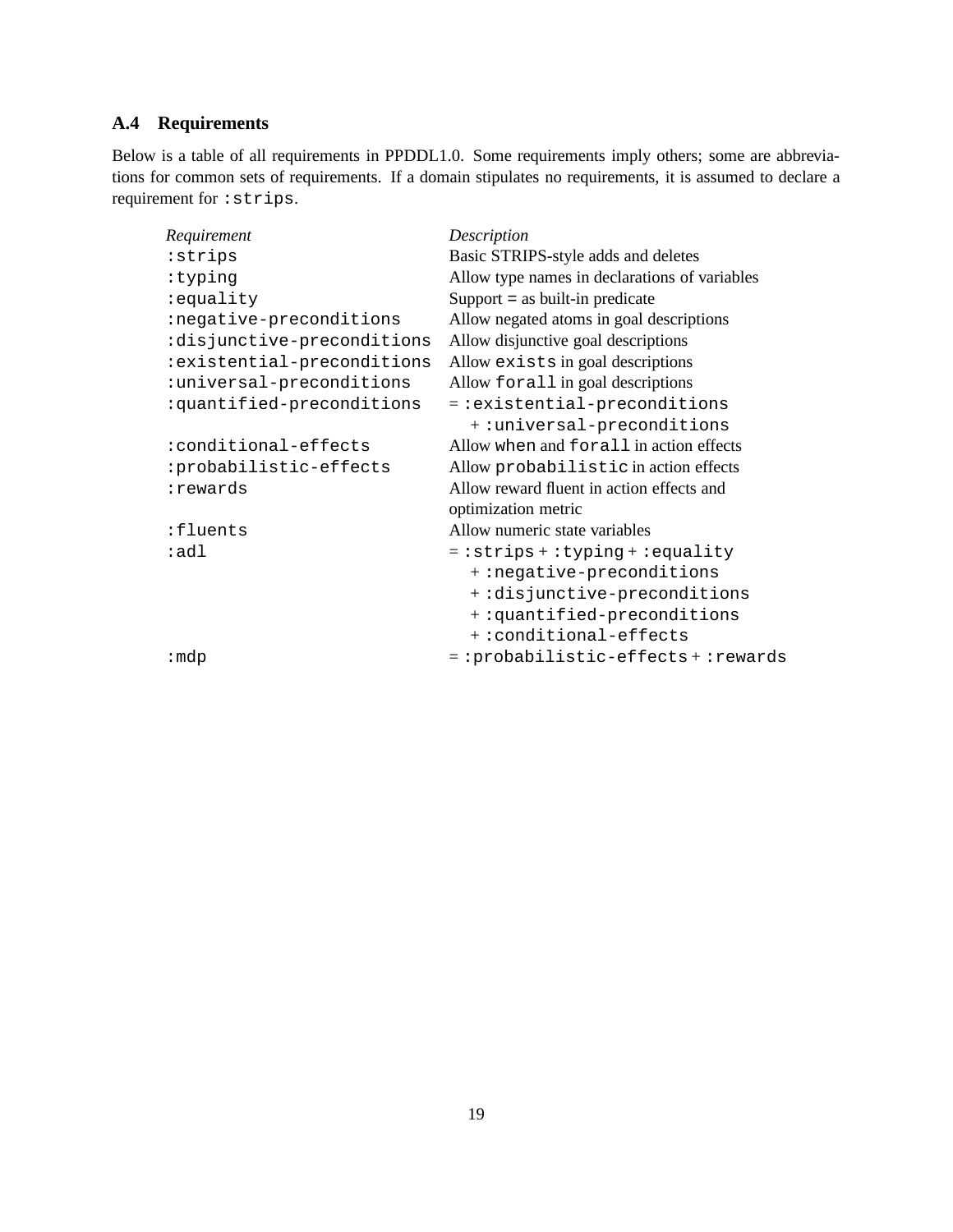### A.4 Requirements

Below is a table of all requirements in PPDDL1.0. Some requirements imply others; some are abbreviations for common sets of requirements. If a domain stipulates no requirements, it is assumed to declare a requirement for `:strips`.

| *Requirement* | *Description* |
|---|---|
| `:strips` | Basic STRIPS-style adds and deletes |
| `:typing` | Allow type names in declarations of variables |
| `:equality` | Support `=` as built-in predicate |
| `:negative-preconditions` | Allow negated atoms in goal descriptions |
| `:disjunctive-preconditions` | Allow disjunctive goal descriptions |
| `:existential-preconditions` | Allow `exists` in goal descriptions |
| `:universal-preconditions` | Allow `forall` in goal descriptions |
| `:quantified-preconditions` | = `:existential-preconditions` + `:universal-preconditions` |
| `:conditional-effects` | Allow `when` and `forall` in action effects |
| `:probabilistic-effects` | Allow `probabilistic` in action effects |
| `:rewards` | Allow reward fluent in action effects and optimization metric |
| `:fluents` | Allow numeric state variables |
| `:adl` | = `:strips` + `:typing` + `:equality` + `:negative-preconditions` + `:disjunctive-preconditions` + `:quantified-preconditions` + `:conditional-effects` |
| `:mdp` | = `:probabilistic-effects` + `:rewards` |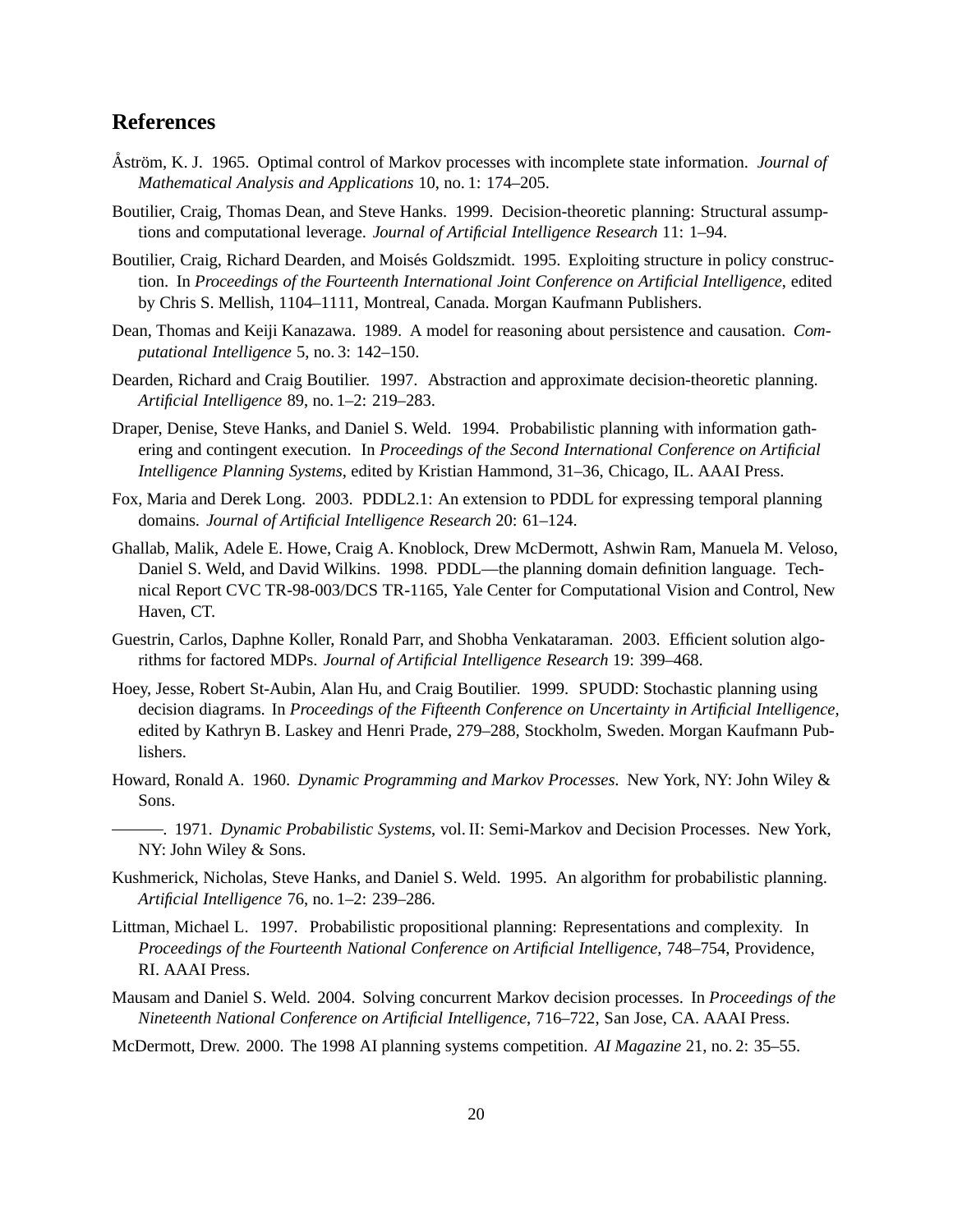## References

Åström, K. J. 1965. Optimal control of Markov processes with incomplete state information. *Journal of Mathematical Analysis and Applications* 10, no. 1: 174–205.

Boutilier, Craig, Thomas Dean, and Steve Hanks. 1999. Decision-theoretic planning: Structural assumptions and computational leverage. *Journal of Artificial Intelligence Research* 11: 1–94.

Boutilier, Craig, Richard Dearden, and Moisés Goldszmidt. 1995. Exploiting structure in policy construction. In *Proceedings of the Fourteenth International Joint Conference on Artificial Intelligence*, edited by Chris S. Mellish, 1104–1111, Montreal, Canada. Morgan Kaufmann Publishers.

Dean, Thomas and Keiji Kanazawa. 1989. A model for reasoning about persistence and causation. *Computational Intelligence* 5, no. 3: 142–150.

Dearden, Richard and Craig Boutilier. 1997. Abstraction and approximate decision-theoretic planning. *Artificial Intelligence* 89, no. 1–2: 219–283.

Draper, Denise, Steve Hanks, and Daniel S. Weld. 1994. Probabilistic planning with information gathering and contingent execution. In *Proceedings of the Second International Conference on Artificial Intelligence Planning Systems*, edited by Kristian Hammond, 31–36, Chicago, IL. AAAI Press.

Fox, Maria and Derek Long. 2003. PDDL2.1: An extension to PDDL for expressing temporal planning domains. *Journal of Artificial Intelligence Research* 20: 61–124.

Ghallab, Malik, Adele E. Howe, Craig A. Knoblock, Drew McDermott, Ashwin Ram, Manuela M. Veloso, Daniel S. Weld, and David Wilkins. 1998. PDDL—the planning domain definition language. Technical Report CVC TR-98-003/DCS TR-1165, Yale Center for Computational Vision and Control, New Haven, CT.

Guestrin, Carlos, Daphne Koller, Ronald Parr, and Shobha Venkataraman. 2003. Efficient solution algorithms for factored MDPs. *Journal of Artificial Intelligence Research* 19: 399–468.

Hoey, Jesse, Robert St-Aubin, Alan Hu, and Craig Boutilier. 1999. SPUDD: Stochastic planning using decision diagrams. In *Proceedings of the Fifteenth Conference on Uncertainty in Artificial Intelligence*, edited by Kathryn B. Laskey and Henri Prade, 279–288, Stockholm, Sweden. Morgan Kaufmann Publishers.

Howard, Ronald A. 1960. *Dynamic Programming and Markov Processes*. New York, NY: John Wiley & Sons.

———. 1971. *Dynamic Probabilistic Systems*, vol. II: Semi-Markov and Decision Processes. New York, NY: John Wiley & Sons.

Kushmerick, Nicholas, Steve Hanks, and Daniel S. Weld. 1995. An algorithm for probabilistic planning. *Artificial Intelligence* 76, no. 1–2: 239–286.

Littman, Michael L. 1997. Probabilistic propositional planning: Representations and complexity. In *Proceedings of the Fourteenth National Conference on Artificial Intelligence*, 748–754, Providence, RI. AAAI Press.

Mausam and Daniel S. Weld. 2004. Solving concurrent Markov decision processes. In *Proceedings of the Nineteenth National Conference on Artificial Intelligence*, 716–722, San Jose, CA. AAAI Press.

McDermott, Drew. 2000. The 1998 AI planning systems competition. *AI Magazine* 21, no. 2: 35–55.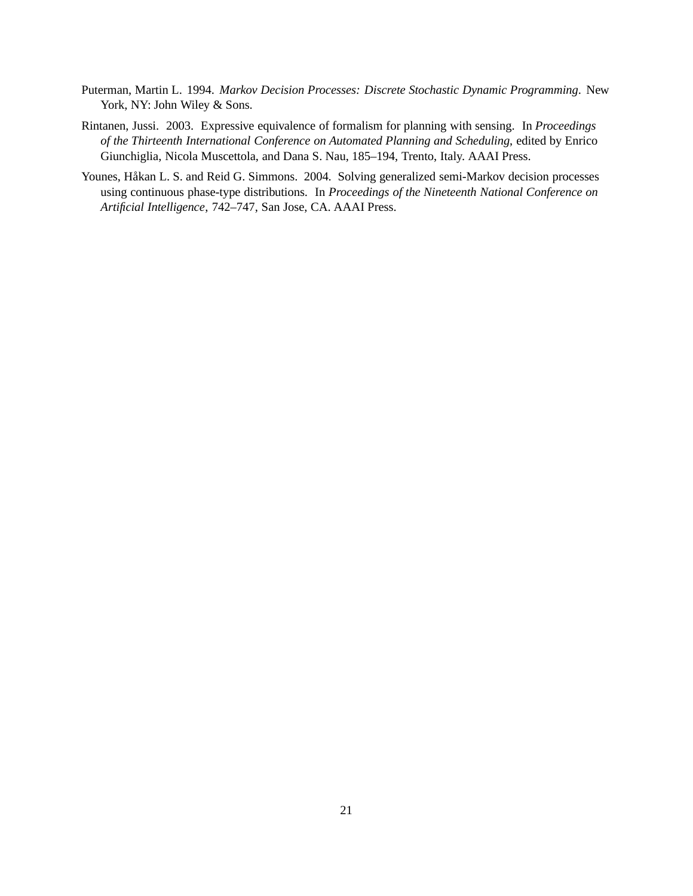Puterman, Martin L. 1994. *Markov Decision Processes: Discrete Stochastic Dynamic Programming*. New York, NY: John Wiley & Sons.

Rintanen, Jussi. 2003. Expressive equivalence of formalism for planning with sensing. In *Proceedings of the Thirteenth International Conference on Automated Planning and Scheduling*, edited by Enrico Giunchiglia, Nicola Muscettola, and Dana S. Nau, 185–194, Trento, Italy. AAAI Press.

Younes, Håkan L. S. and Reid G. Simmons. 2004. Solving generalized semi-Markov decision processes using continuous phase-type distributions. In *Proceedings of the Nineteenth National Conference on Artificial Intelligence*, 742–747, San Jose, CA. AAAI Press.